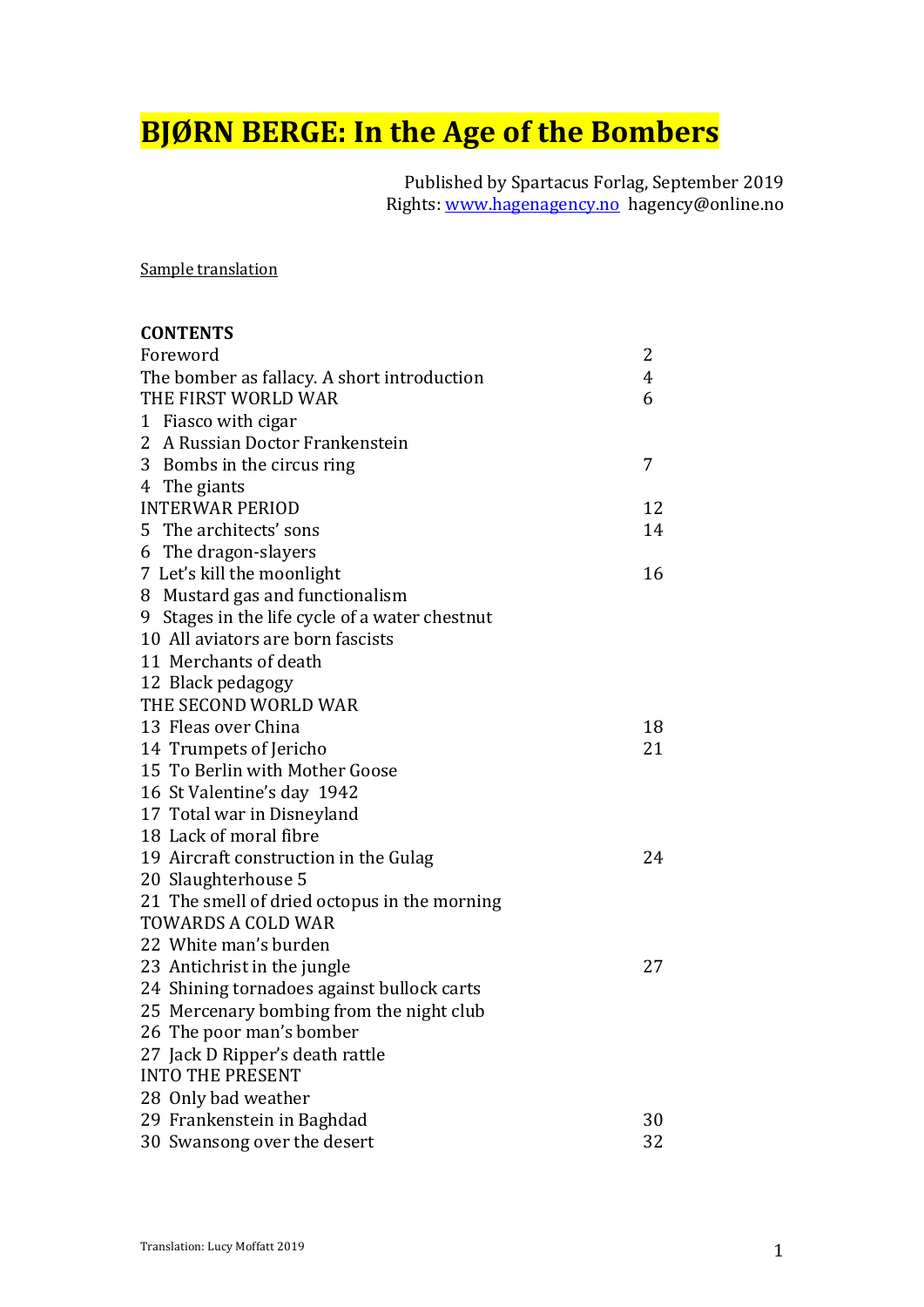# BJØRN BERGE: In the Age of the Bombers

Published by Spartacus Forlag, September 2019
Rights: www.hagenagency.no hagency@online.no

Sample translation

## CONTENTS

| | |
|---|---|
| Foreword | 2 |
| The bomber as fallacy. A short introduction | 4 |
| THE FIRST WORLD WAR | 6 |
| 1 Fiasco with cigar | |
| 2 A Russian Doctor Frankenstein | |
| 3 Bombs in the circus ring | 7 |
| 4 The giants | |
| INTERWAR PERIOD | 12 |
| 5 The architects' sons | 14 |
| 6 The dragon-slayers | |
| 7 Let's kill the moonlight | 16 |
| 8 Mustard gas and functionalism | |
| 9 Stages in the life cycle of a water chestnut | |
| 10 All aviators are born fascists | |
| 11 Merchants of death | |
| 12 Black pedagogy | |
| THE SECOND WORLD WAR | |
| 13 Fleas over China | 18 |
| 14 Trumpets of Jericho | 21 |
| 15 To Berlin with Mother Goose | |
| 16 St Valentine's day 1942 | |
| 17 Total war in Disneyland | |
| 18 Lack of moral fibre | |
| 19 Aircraft construction in the Gulag | 24 |
| 20 Slaughterhouse 5 | |
| 21 The smell of dried octopus in the morning | |
| TOWARDS A COLD WAR | |
| 22 White man's burden | |
| 23 Antichrist in the jungle | 27 |
| 24 Shining tornadoes against bullock carts | |
| 25 Mercenary bombing from the night club | |
| 26 The poor man's bomber | |
| 27 Jack D Ripper's death rattle | |
| INTO THE PRESENT | |
| 28 Only bad weather | |
| 29 Frankenstein in Baghdad | 30 |
| 30 Swansong over the desert | 32 |

Translation: Lucy Moffatt 2019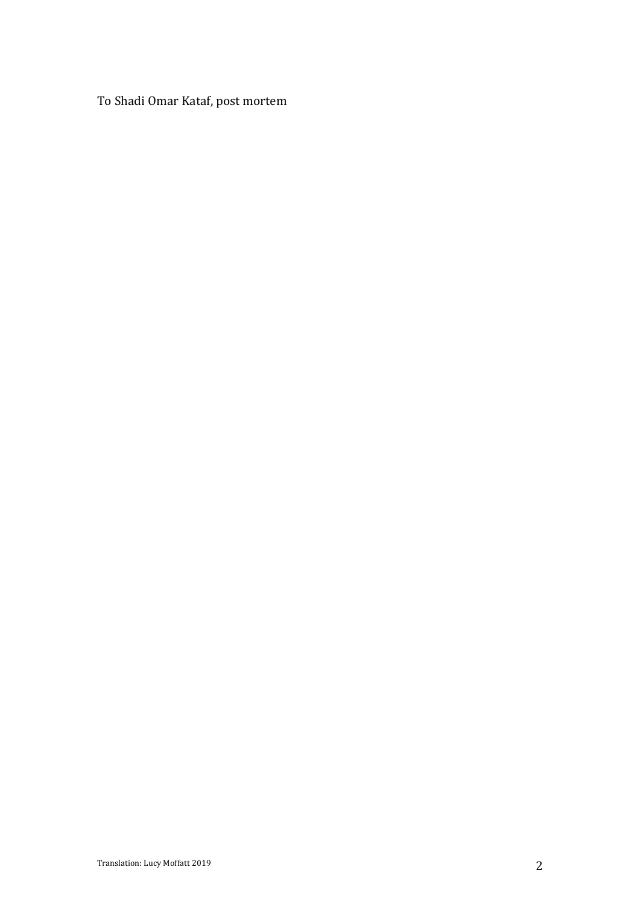To Shadi Omar Kataf, post mortem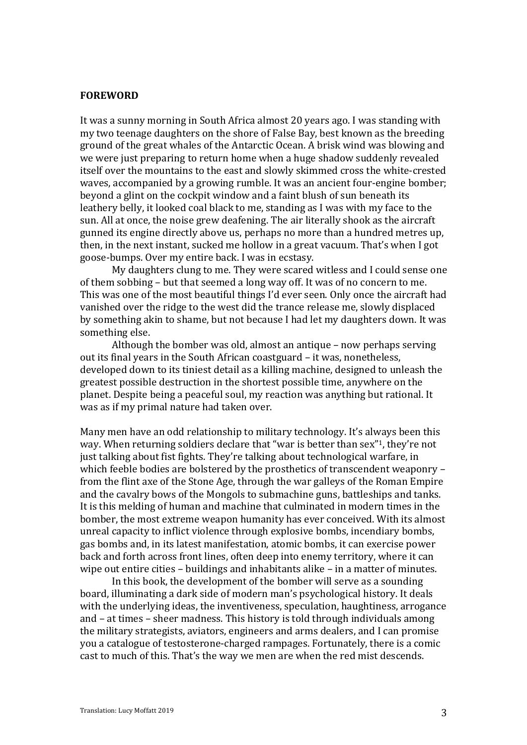**FOREWORD**

It was a sunny morning in South Africa almost 20 years ago. I was standing with my two teenage daughters on the shore of False Bay, best known as the breeding ground of the great whales of the Antarctic Ocean. A brisk wind was blowing and we were just preparing to return home when a huge shadow suddenly revealed itself over the mountains to the east and slowly skimmed cross the white-crested waves, accompanied by a growing rumble. It was an ancient four-engine bomber; beyond a glint on the cockpit window and a faint blush of sun beneath its leathery belly, it looked coal black to me, standing as I was with my face to the sun. All at once, the noise grew deafening. The air literally shook as the aircraft gunned its engine directly above us, perhaps no more than a hundred metres up, then, in the next instant, sucked me hollow in a great vacuum. That's when I got goose-bumps. Over my entire back. I was in ecstasy.

My daughters clung to me. They were scared witless and I could sense one of them sobbing – but that seemed a long way off. It was of no concern to me. This was one of the most beautiful things I'd ever seen. Only once the aircraft had vanished over the ridge to the west did the trance release me, slowly displaced by something akin to shame, but not because I had let my daughters down. It was something else.

Although the bomber was old, almost an antique – now perhaps serving out its final years in the South African coastguard – it was, nonetheless, developed down to its tiniest detail as a killing machine, designed to unleash the greatest possible destruction in the shortest possible time, anywhere on the planet. Despite being a peaceful soul, my reaction was anything but rational. It was as if my primal nature had taken over.

Many men have an odd relationship to military technology. It's always been this way. When returning soldiers declare that "war is better than sex"[1], they're not just talking about fist fights. They're talking about technological warfare, in which feeble bodies are bolstered by the prosthetics of transcendent weaponry – from the flint axe of the Stone Age, through the war galleys of the Roman Empire and the cavalry bows of the Mongols to submachine guns, battleships and tanks. It is this melding of human and machine that culminated in modern times in the bomber, the most extreme weapon humanity has ever conceived. With its almost unreal capacity to inflict violence through explosive bombs, incendiary bombs, gas bombs and, in its latest manifestation, atomic bombs, it can exercise power back and forth across front lines, often deep into enemy territory, where it can wipe out entire cities – buildings and inhabitants alike – in a matter of minutes.

In this book, the development of the bomber will serve as a sounding board, illuminating a dark side of modern man's psychological history. It deals with the underlying ideas, the inventiveness, speculation, haughtiness, arrogance and – at times – sheer madness. This history is told through individuals among the military strategists, aviators, engineers and arms dealers, and I can promise you a catalogue of testosterone-charged rampages. Fortunately, there is a comic cast to much of this. That's the way we men are when the red mist descends.

Translation: Lucy Moffatt 2019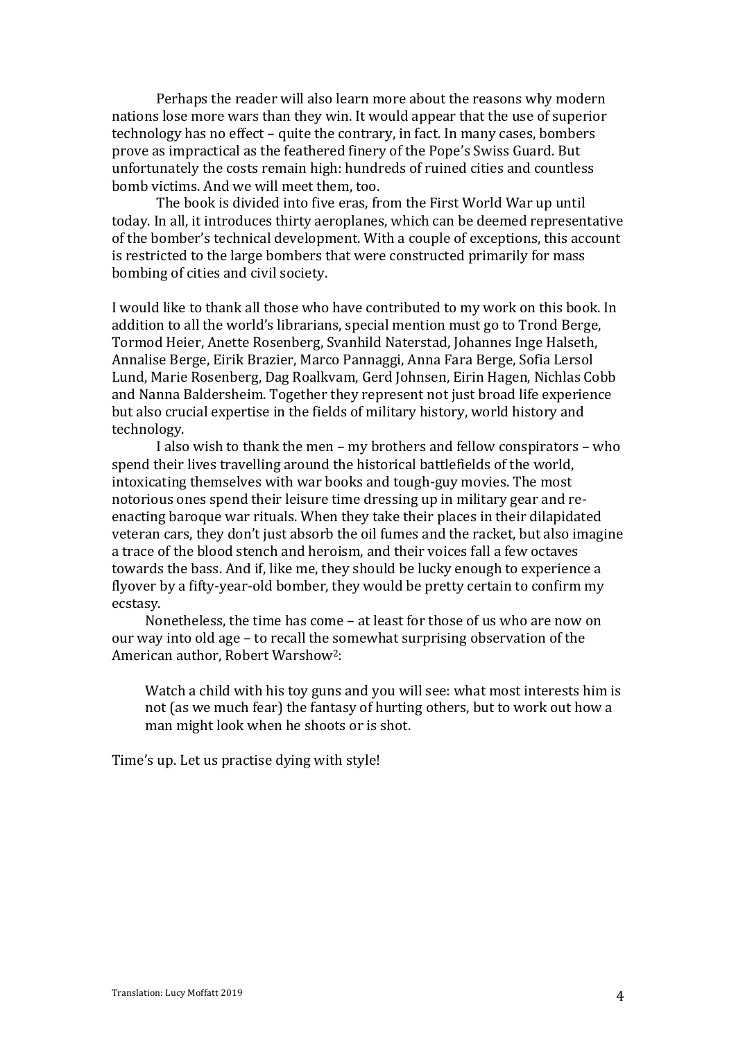Perhaps the reader will also learn more about the reasons why modern nations lose more wars than they win. It would appear that the use of superior technology has no effect – quite the contrary, in fact. In many cases, bombers prove as impractical as the feathered finery of the Pope's Swiss Guard. But unfortunately the costs remain high: hundreds of ruined cities and countless bomb victims. And we will meet them, too.

The book is divided into five eras, from the First World War up until today. In all, it introduces thirty aeroplanes, which can be deemed representative of the bomber's technical development. With a couple of exceptions, this account is restricted to the large bombers that were constructed primarily for mass bombing of cities and civil society.

I would like to thank all those who have contributed to my work on this book. In addition to all the world's librarians, special mention must go to Trond Berge, Tormod Heier, Anette Rosenberg, Svanhild Naterstad, Johannes Inge Halseth, Annalise Berge, Eirik Brazier, Marco Pannaggi, Anna Fara Berge, Sofia Lersol Lund, Marie Rosenberg, Dag Roalkvam, Gerd Johnsen, Eirin Hagen, Nichlas Cobb and Nanna Baldersheim. Together they represent not just broad life experience but also crucial expertise in the fields of military history, world history and technology.

I also wish to thank the men – my brothers and fellow conspirators – who spend their lives travelling around the historical battlefields of the world, intoxicating themselves with war books and tough-guy movies. The most notorious ones spend their leisure time dressing up in military gear and re-enacting baroque war rituals. When they take their places in their dilapidated veteran cars, they don't just absorb the oil fumes and the racket, but also imagine a trace of the blood stench and heroism, and their voices fall a few octaves towards the bass. And if, like me, they should be lucky enough to experience a flyover by a fifty-year-old bomber, they would be pretty certain to confirm my ecstasy.

Nonetheless, the time has come – at least for those of us who are now on our way into old age – to recall the somewhat surprising observation of the American author, Robert Warshow[2]:

> Watch a child with his toy guns and you will see: what most interests him is not (as we much fear) the fantasy of hurting others, but to work out how a man might look when he shoots or is shot.

Time's up. Let us practise dying with style!

Translation: Lucy Moffatt 2019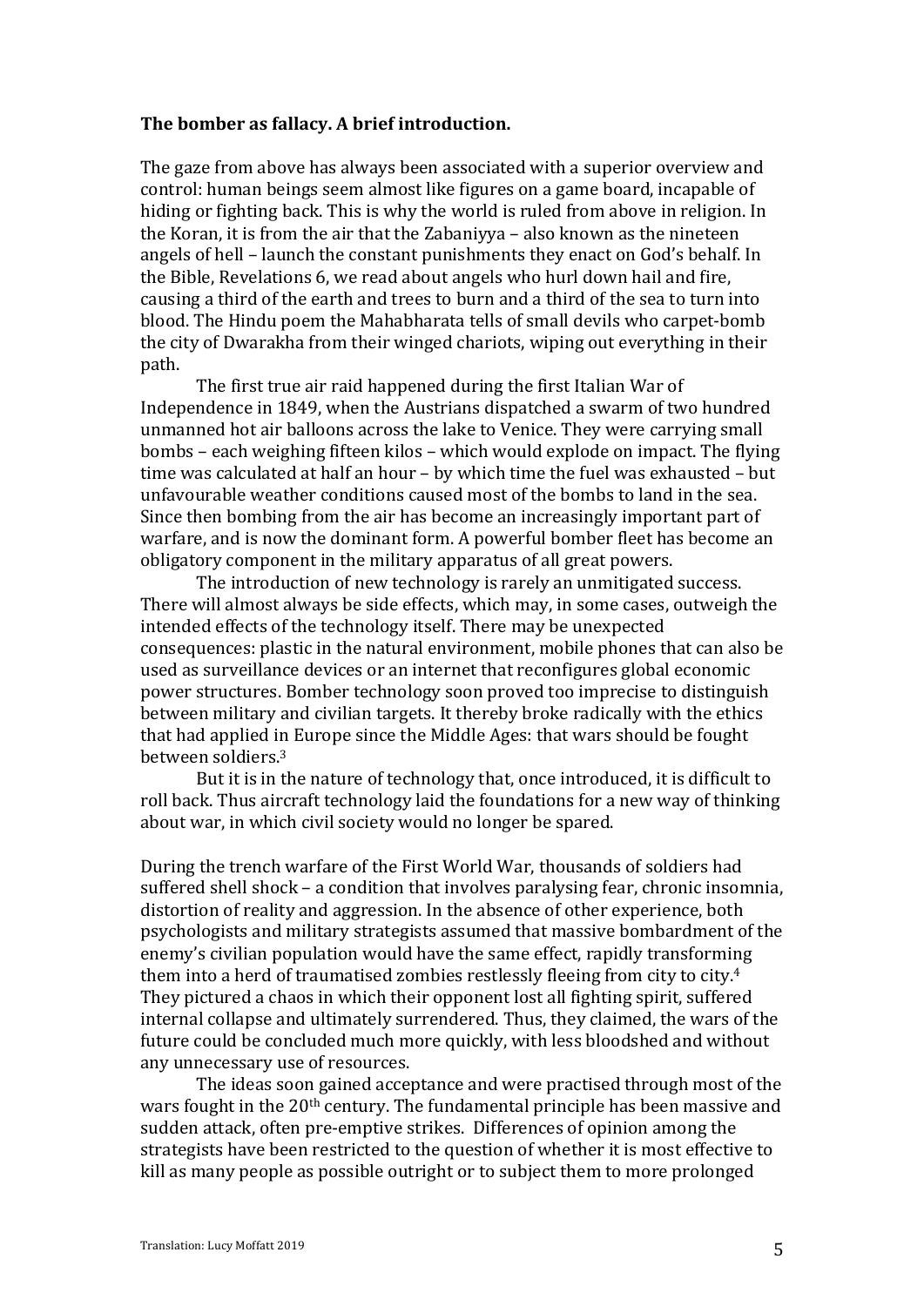**The bomber as fallacy. A brief introduction.**

The gaze from above has always been associated with a superior overview and control: human beings seem almost like figures on a game board, incapable of hiding or fighting back. This is why the world is ruled from above in religion. In the Koran, it is from the air that the Zabaniyya – also known as the nineteen angels of hell – launch the constant punishments they enact on God's behalf. In the Bible, Revelations 6, we read about angels who hurl down hail and fire, causing a third of the earth and trees to burn and a third of the sea to turn into blood. The Hindu poem the Mahabharata tells of small devils who carpet-bomb the city of Dwarakha from their winged chariots, wiping out everything in their path.

The first true air raid happened during the first Italian War of Independence in 1849, when the Austrians dispatched a swarm of two hundred unmanned hot air balloons across the lake to Venice. They were carrying small bombs – each weighing fifteen kilos – which would explode on impact. The flying time was calculated at half an hour – by which time the fuel was exhausted – but unfavourable weather conditions caused most of the bombs to land in the sea. Since then bombing from the air has become an increasingly important part of warfare, and is now the dominant form. A powerful bomber fleet has become an obligatory component in the military apparatus of all great powers.

The introduction of new technology is rarely an unmitigated success. There will almost always be side effects, which may, in some cases, outweigh the intended effects of the technology itself. There may be unexpected consequences: plastic in the natural environment, mobile phones that can also be used as surveillance devices or an internet that reconfigures global economic power structures. Bomber technology soon proved too imprecise to distinguish between military and civilian targets. It thereby broke radically with the ethics that had applied in Europe since the Middle Ages: that wars should be fought between soldiers.[3]

But it is in the nature of technology that, once introduced, it is difficult to roll back. Thus aircraft technology laid the foundations for a new way of thinking about war, in which civil society would no longer be spared.

During the trench warfare of the First World War, thousands of soldiers had suffered shell shock – a condition that involves paralysing fear, chronic insomnia, distortion of reality and aggression. In the absence of other experience, both psychologists and military strategists assumed that massive bombardment of the enemy's civilian population would have the same effect, rapidly transforming them into a herd of traumatised zombies restlessly fleeing from city to city.[4] They pictured a chaos in which their opponent lost all fighting spirit, suffered internal collapse and ultimately surrendered. Thus, they claimed, the wars of the future could be concluded much more quickly, with less bloodshed and without any unnecessary use of resources.

The ideas soon gained acceptance and were practised through most of the wars fought in the 20th century. The fundamental principle has been massive and sudden attack, often pre-emptive strikes. Differences of opinion among the strategists have been restricted to the question of whether it is most effective to kill as many people as possible outright or to subject them to more prolonged

Translation: Lucy Moffatt 2019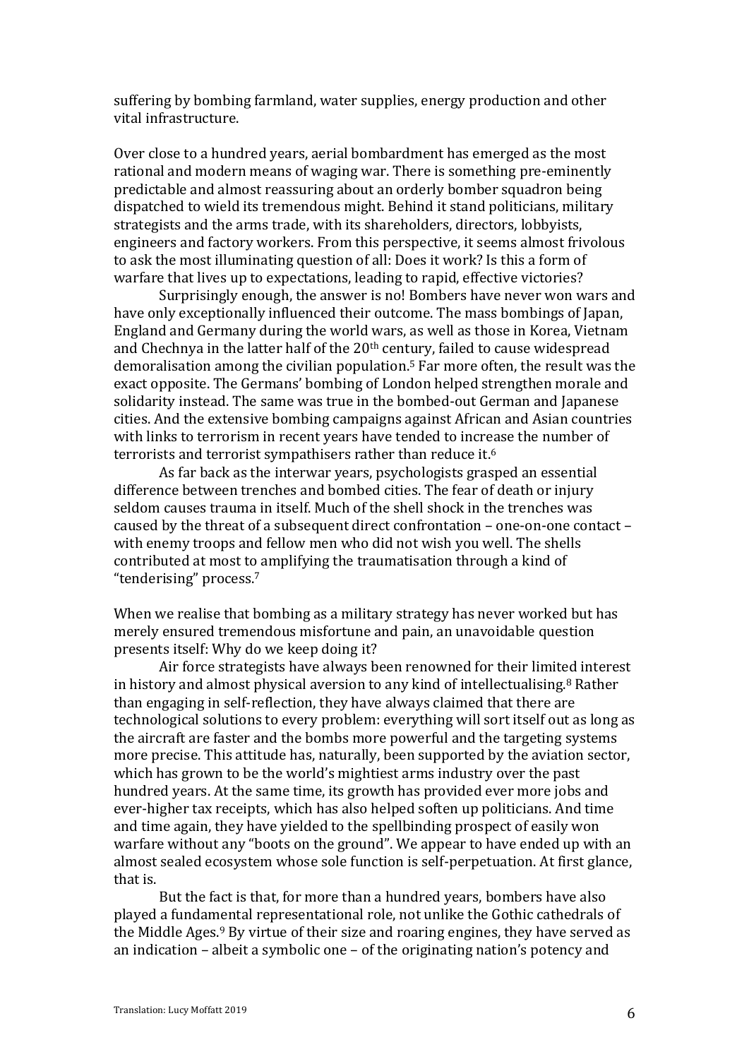suffering by bombing farmland, water supplies, energy production and other vital infrastructure.

Over close to a hundred years, aerial bombardment has emerged as the most rational and modern means of waging war. There is something pre-eminently predictable and almost reassuring about an orderly bomber squadron being dispatched to wield its tremendous might. Behind it stand politicians, military strategists and the arms trade, with its shareholders, directors, lobbyists, engineers and factory workers. From this perspective, it seems almost frivolous to ask the most illuminating question of all: Does it work? Is this a form of warfare that lives up to expectations, leading to rapid, effective victories?

Surprisingly enough, the answer is no! Bombers have never won wars and have only exceptionally influenced their outcome. The mass bombings of Japan, England and Germany during the world wars, as well as those in Korea, Vietnam and Chechnya in the latter half of the 20th century, failed to cause widespread demoralisation among the civilian population.[5] Far more often, the result was the exact opposite. The Germans' bombing of London helped strengthen morale and solidarity instead. The same was true in the bombed-out German and Japanese cities. And the extensive bombing campaigns against African and Asian countries with links to terrorism in recent years have tended to increase the number of terrorists and terrorist sympathisers rather than reduce it.[6]

As far back as the interwar years, psychologists grasped an essential difference between trenches and bombed cities. The fear of death or injury seldom causes trauma in itself. Much of the shell shock in the trenches was caused by the threat of a subsequent direct confrontation – one-on-one contact – with enemy troops and fellow men who did not wish you well. The shells contributed at most to amplifying the traumatisation through a kind of "tenderising" process.[7]

When we realise that bombing as a military strategy has never worked but has merely ensured tremendous misfortune and pain, an unavoidable question presents itself: Why do we keep doing it?

Air force strategists have always been renowned for their limited interest in history and almost physical aversion to any kind of intellectualising.[8] Rather than engaging in self-reflection, they have always claimed that there are technological solutions to every problem: everything will sort itself out as long as the aircraft are faster and the bombs more powerful and the targeting systems more precise. This attitude has, naturally, been supported by the aviation sector, which has grown to be the world's mightiest arms industry over the past hundred years. At the same time, its growth has provided ever more jobs and ever-higher tax receipts, which has also helped soften up politicians. And time and time again, they have yielded to the spellbinding prospect of easily won warfare without any "boots on the ground". We appear to have ended up with an almost sealed ecosystem whose sole function is self-perpetuation. At first glance, that is.

But the fact is that, for more than a hundred years, bombers have also played a fundamental representational role, not unlike the Gothic cathedrals of the Middle Ages.[9] By virtue of their size and roaring engines, they have served as an indication – albeit a symbolic one – of the originating nation's potency and

Translation: Lucy Moffatt 2019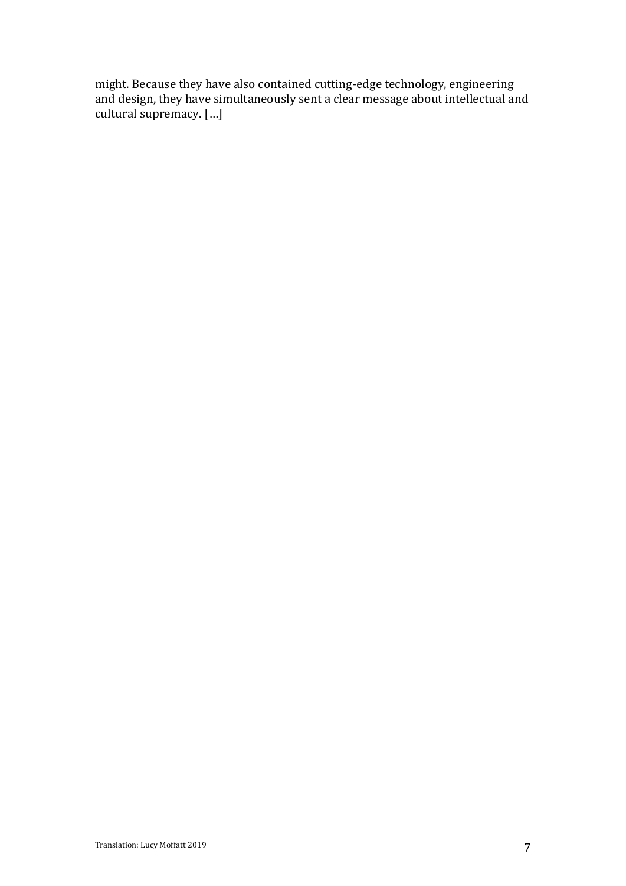might. Because they have also contained cutting-edge technology, engineering and design, they have simultaneously sent a clear message about intellectual and cultural supremacy. […]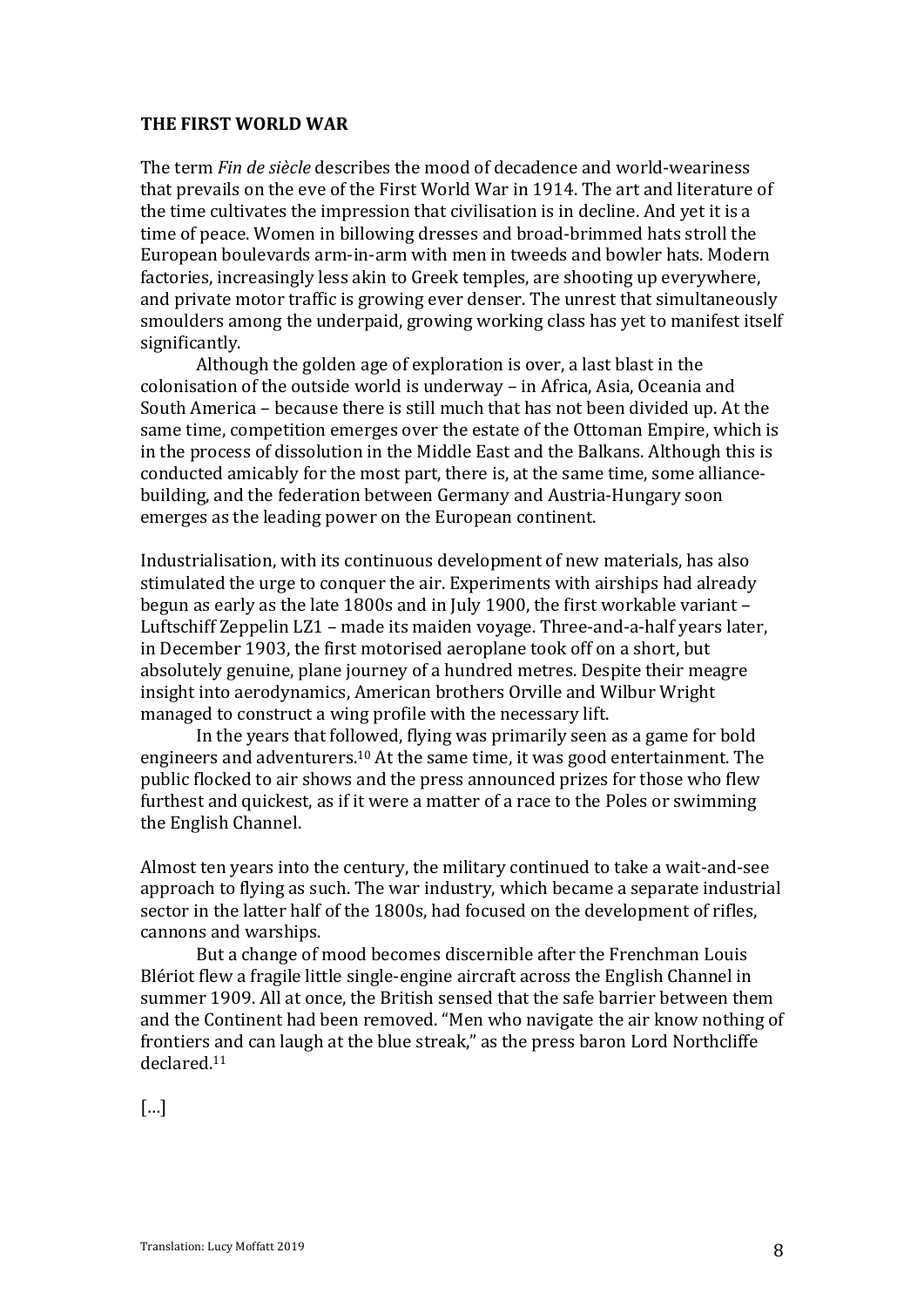**THE FIRST WORLD WAR**

The term *Fin de siècle* describes the mood of decadence and world-weariness that prevails on the eve of the First World War in 1914. The art and literature of the time cultivates the impression that civilisation is in decline. And yet it is a time of peace. Women in billowing dresses and broad-brimmed hats stroll the European boulevards arm-in-arm with men in tweeds and bowler hats. Modern factories, increasingly less akin to Greek temples, are shooting up everywhere, and private motor traffic is growing ever denser. The unrest that simultaneously smoulders among the underpaid, growing working class has yet to manifest itself significantly.

Although the golden age of exploration is over, a last blast in the colonisation of the outside world is underway – in Africa, Asia, Oceania and South America – because there is still much that has not been divided up. At the same time, competition emerges over the estate of the Ottoman Empire, which is in the process of dissolution in the Middle East and the Balkans. Although this is conducted amicably for the most part, there is, at the same time, some alliance-building, and the federation between Germany and Austria-Hungary soon emerges as the leading power on the European continent.

Industrialisation, with its continuous development of new materials, has also stimulated the urge to conquer the air. Experiments with airships had already begun as early as the late 1800s and in July 1900, the first workable variant – Luftschiff Zeppelin LZ1 – made its maiden voyage. Three-and-a-half years later, in December 1903, the first motorised aeroplane took off on a short, but absolutely genuine, plane journey of a hundred metres. Despite their meagre insight into aerodynamics, American brothers Orville and Wilbur Wright managed to construct a wing profile with the necessary lift.

In the years that followed, flying was primarily seen as a game for bold engineers and adventurers.[10] At the same time, it was good entertainment. The public flocked to air shows and the press announced prizes for those who flew furthest and quickest, as if it were a matter of a race to the Poles or swimming the English Channel.

Almost ten years into the century, the military continued to take a wait-and-see approach to flying as such. The war industry, which became a separate industrial sector in the latter half of the 1800s, had focused on the development of rifles, cannons and warships.

But a change of mood becomes discernible after the Frenchman Louis Blériot flew a fragile little single-engine aircraft across the English Channel in summer 1909. All at once, the British sensed that the safe barrier between them and the Continent had been removed. "Men who navigate the air know nothing of frontiers and can laugh at the blue streak," as the press baron Lord Northcliffe declared.[11]

[…]

Translation: Lucy Moffatt 2019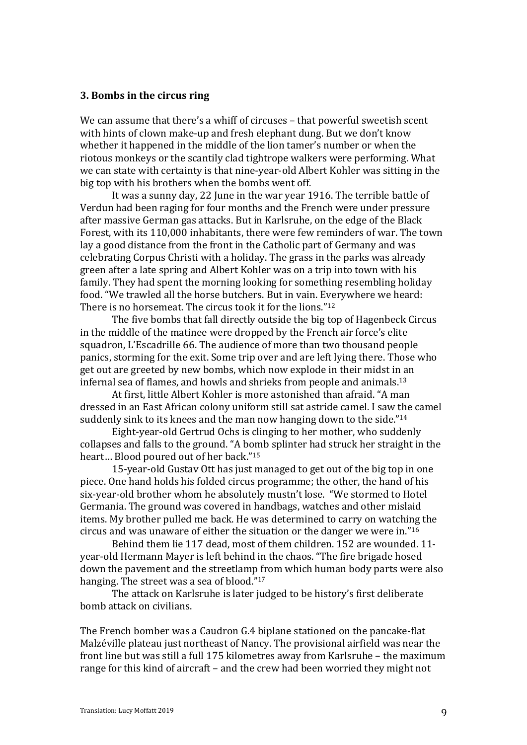### 3. Bombs in the circus ring

We can assume that there's a whiff of circuses – that powerful sweetish scent with hints of clown make-up and fresh elephant dung. But we don't know whether it happened in the middle of the lion tamer's number or when the riotous monkeys or the scantily clad tightrope walkers were performing. What we can state with certainty is that nine-year-old Albert Kohler was sitting in the big top with his brothers when the bombs went off.

It was a sunny day, 22 June in the war year 1916. The terrible battle of Verdun had been raging for four months and the French were under pressure after massive German gas attacks. But in Karlsruhe, on the edge of the Black Forest, with its 110,000 inhabitants, there were few reminders of war. The town lay a good distance from the front in the Catholic part of Germany and was celebrating Corpus Christi with a holiday. The grass in the parks was already green after a late spring and Albert Kohler was on a trip into town with his family. They had spent the morning looking for something resembling holiday food. "We trawled all the horse butchers. But in vain. Everywhere we heard: There is no horsemeat. The circus took it for the lions."[12]

The five bombs that fall directly outside the big top of Hagenbeck Circus in the middle of the matinee were dropped by the French air force's elite squadron, L'Escadrille 66. The audience of more than two thousand people panics, storming for the exit. Some trip over and are left lying there. Those who get out are greeted by new bombs, which now explode in their midst in an infernal sea of flames, and howls and shrieks from people and animals.[13]

At first, little Albert Kohler is more astonished than afraid. "A man dressed in an East African colony uniform still sat astride camel. I saw the camel suddenly sink to its knees and the man now hanging down to the side."[14]

Eight-year-old Gertrud Ochs is clinging to her mother, who suddenly collapses and falls to the ground. "A bomb splinter had struck her straight in the heart… Blood poured out of her back."[15]

15-year-old Gustav Ott has just managed to get out of the big top in one piece. One hand holds his folded circus programme; the other, the hand of his six-year-old brother whom he absolutely mustn't lose. "We stormed to Hotel Germania. The ground was covered in handbags, watches and other mislaid items. My brother pulled me back. He was determined to carry on watching the circus and was unaware of either the situation or the danger we were in."[16]

Behind them lie 117 dead, most of them children. 152 are wounded. 11-year-old Hermann Mayer is left behind in the chaos. "The fire brigade hosed down the pavement and the streetlamp from which human body parts were also hanging. The street was a sea of blood."[17]

The attack on Karlsruhe is later judged to be history's first deliberate bomb attack on civilians.

The French bomber was a Caudron G.4 biplane stationed on the pancake-flat Malzéville plateau just northeast of Nancy. The provisional airfield was near the front line but was still a full 175 kilometres away from Karlsruhe – the maximum range for this kind of aircraft – and the crew had been worried they might not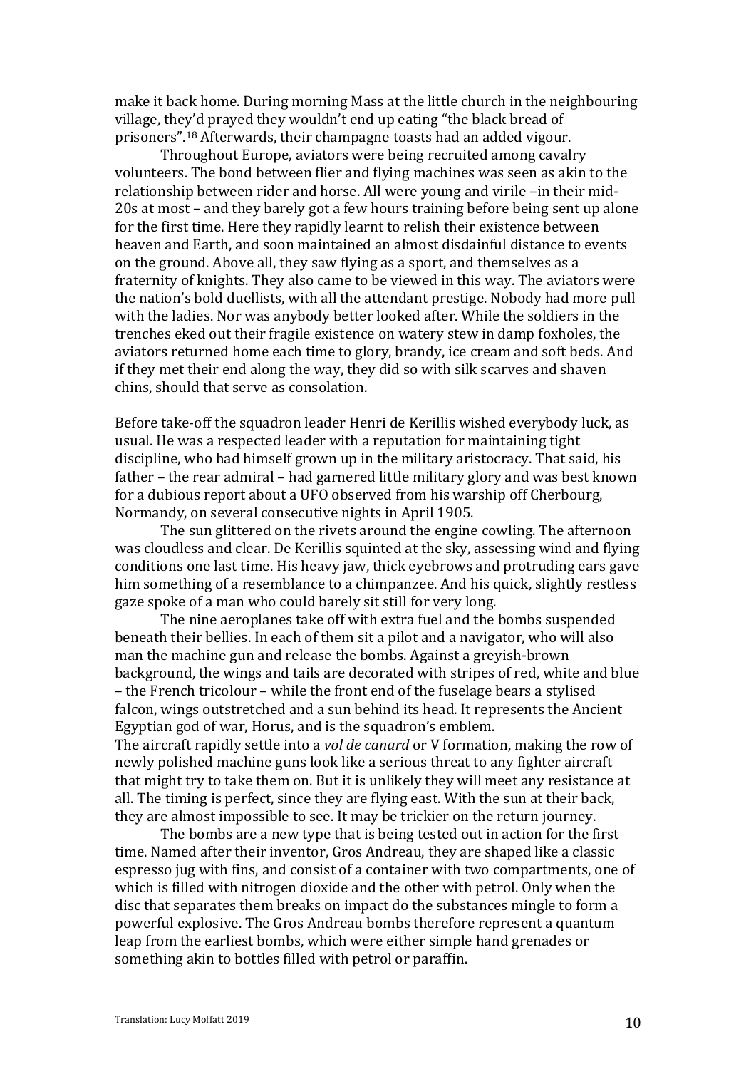make it back home. During morning Mass at the little church in the neighbouring village, they'd prayed they wouldn't end up eating "the black bread of prisoners".[18] Afterwards, their champagne toasts had an added vigour.

Throughout Europe, aviators were being recruited among cavalry volunteers. The bond between flier and flying machines was seen as akin to the relationship between rider and horse. All were young and virile –in their mid-20s at most – and they barely got a few hours training before being sent up alone for the first time. Here they rapidly learnt to relish their existence between heaven and Earth, and soon maintained an almost disdainful distance to events on the ground. Above all, they saw flying as a sport, and themselves as a fraternity of knights. They also came to be viewed in this way. The aviators were the nation's bold duellists, with all the attendant prestige. Nobody had more pull with the ladies. Nor was anybody better looked after. While the soldiers in the trenches eked out their fragile existence on watery stew in damp foxholes, the aviators returned home each time to glory, brandy, ice cream and soft beds. And if they met their end along the way, they did so with silk scarves and shaven chins, should that serve as consolation.

Before take-off the squadron leader Henri de Kerillis wished everybody luck, as usual. He was a respected leader with a reputation for maintaining tight discipline, who had himself grown up in the military aristocracy. That said, his father – the rear admiral – had garnered little military glory and was best known for a dubious report about a UFO observed from his warship off Cherbourg, Normandy, on several consecutive nights in April 1905.

The sun glittered on the rivets around the engine cowling. The afternoon was cloudless and clear. De Kerillis squinted at the sky, assessing wind and flying conditions one last time. His heavy jaw, thick eyebrows and protruding ears gave him something of a resemblance to a chimpanzee. And his quick, slightly restless gaze spoke of a man who could barely sit still for very long.

The nine aeroplanes take off with extra fuel and the bombs suspended beneath their bellies. In each of them sit a pilot and a navigator, who will also man the machine gun and release the bombs. Against a greyish-brown background, the wings and tails are decorated with stripes of red, white and blue – the French tricolour – while the front end of the fuselage bears a stylised falcon, wings outstretched and a sun behind its head. It represents the Ancient Egyptian god of war, Horus, and is the squadron's emblem.

The aircraft rapidly settle into a *vol de canard* or V formation, making the row of newly polished machine guns look like a serious threat to any fighter aircraft that might try to take them on. But it is unlikely they will meet any resistance at all. The timing is perfect, since they are flying east. With the sun at their back, they are almost impossible to see. It may be trickier on the return journey.

The bombs are a new type that is being tested out in action for the first time. Named after their inventor, Gros Andreau, they are shaped like a classic espresso jug with fins, and consist of a container with two compartments, one of which is filled with nitrogen dioxide and the other with petrol. Only when the disc that separates them breaks on impact do the substances mingle to form a powerful explosive. The Gros Andreau bombs therefore represent a quantum leap from the earliest bombs, which were either simple hand grenades or something akin to bottles filled with petrol or paraffin.

Translation: Lucy Moffatt 2019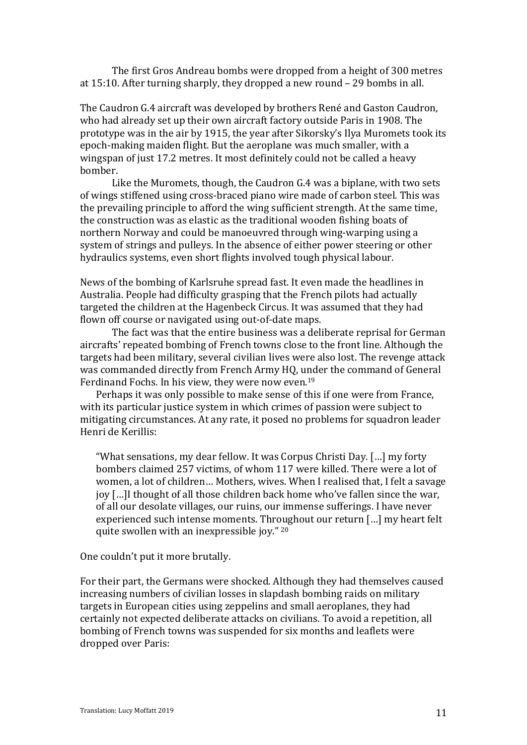The first Gros Andreau bombs were dropped from a height of 300 metres at 15:10. After turning sharply, they dropped a new round – 29 bombs in all.

The Caudron G.4 aircraft was developed by brothers René and Gaston Caudron, who had already set up their own aircraft factory outside Paris in 1908. The prototype was in the air by 1915, the year after Sikorsky's Ilya Muromets took its epoch-making maiden flight. But the aeroplane was much smaller, with a wingspan of just 17.2 metres. It most definitely could not be called a heavy bomber.

Like the Muromets, though, the Caudron G.4 was a biplane, with two sets of wings stiffened using cross-braced piano wire made of carbon steel. This was the prevailing principle to afford the wing sufficient strength. At the same time, the construction was as elastic as the traditional wooden fishing boats of northern Norway and could be manoeuvred through wing-warping using a system of strings and pulleys. In the absence of either power steering or other hydraulics systems, even short flights involved tough physical labour.

News of the bombing of Karlsruhe spread fast. It even made the headlines in Australia. People had difficulty grasping that the French pilots had actually targeted the children at the Hagenbeck Circus. It was assumed that they had flown off course or navigated using out-of-date maps.

The fact was that the entire business was a deliberate reprisal for German aircrafts' repeated bombing of French towns close to the front line. Although the targets had been military, several civilian lives were also lost. The revenge attack was commanded directly from French Army HQ, under the command of General Ferdinand Fochs. In his view, they were now even.[19]

Perhaps it was only possible to make sense of this if one were from France, with its particular justice system in which crimes of passion were subject to mitigating circumstances. At any rate, it posed no problems for squadron leader Henri de Kerillis:

> "What sensations, my dear fellow. It was Corpus Christi Day. […] my forty bombers claimed 257 victims, of whom 117 were killed. There were a lot of women, a lot of children… Mothers, wives. When I realised that, I felt a savage joy […]I thought of all those children back home who've fallen since the war, of all our desolate villages, our ruins, our immense sufferings. I have never experienced such intense moments. Throughout our return […] my heart felt quite swollen with an inexpressible joy." [20]

One couldn't put it more brutally.

For their part, the Germans were shocked. Although they had themselves caused increasing numbers of civilian losses in slapdash bombing raids on military targets in European cities using zeppelins and small aeroplanes, they had certainly not expected deliberate attacks on civilians. To avoid a repetition, all bombing of French towns was suspended for six months and leaflets were dropped over Paris:

Translation: Lucy Moffatt 2019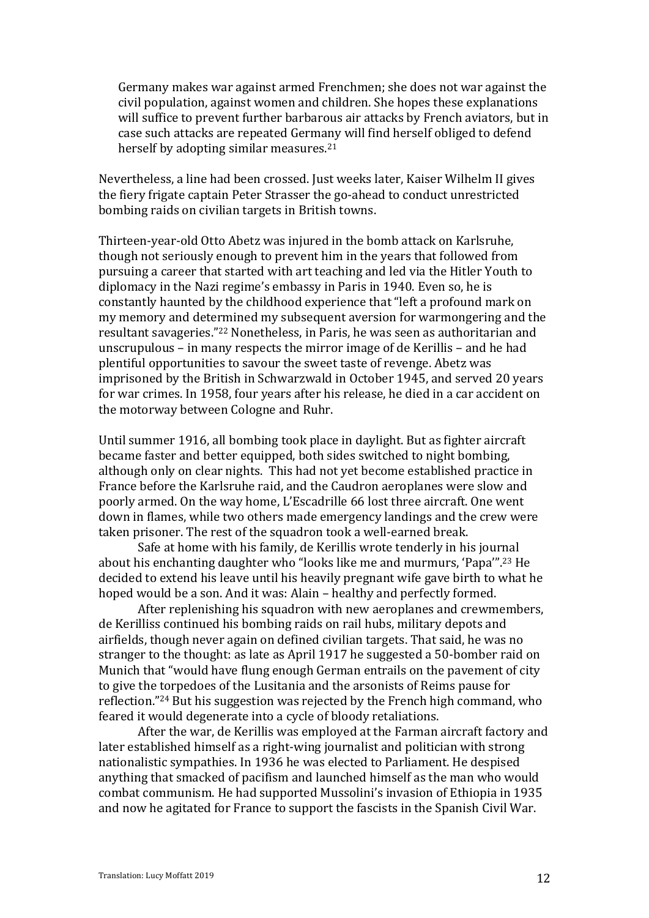> Germany makes war against armed Frenchmen; she does not war against the civil population, against women and children. She hopes these explanations will suffice to prevent further barbarous air attacks by French aviators, but in case such attacks are repeated Germany will find herself obliged to defend herself by adopting similar measures.[21]

Nevertheless, a line had been crossed. Just weeks later, Kaiser Wilhelm II gives the fiery frigate captain Peter Strasser the go-ahead to conduct unrestricted bombing raids on civilian targets in British towns.

Thirteen-year-old Otto Abetz was injured in the bomb attack on Karlsruhe, though not seriously enough to prevent him in the years that followed from pursuing a career that started with art teaching and led via the Hitler Youth to diplomacy in the Nazi regime's embassy in Paris in 1940. Even so, he is constantly haunted by the childhood experience that "left a profound mark on my memory and determined my subsequent aversion for warmongering and the resultant savageries."[22] Nonetheless, in Paris, he was seen as authoritarian and unscrupulous – in many respects the mirror image of de Kerillis – and he had plentiful opportunities to savour the sweet taste of revenge. Abetz was imprisoned by the British in Schwarzwald in October 1945, and served 20 years for war crimes. In 1958, four years after his release, he died in a car accident on the motorway between Cologne and Ruhr.

Until summer 1916, all bombing took place in daylight. But as fighter aircraft became faster and better equipped, both sides switched to night bombing, although only on clear nights. This had not yet become established practice in France before the Karlsruhe raid, and the Caudron aeroplanes were slow and poorly armed. On the way home, L'Escadrille 66 lost three aircraft. One went down in flames, while two others made emergency landings and the crew were taken prisoner. The rest of the squadron took a well-earned break.

Safe at home with his family, de Kerillis wrote tenderly in his journal about his enchanting daughter who "looks like me and murmurs, 'Papa'".[23] He decided to extend his leave until his heavily pregnant wife gave birth to what he hoped would be a son. And it was: Alain – healthy and perfectly formed.

After replenishing his squadron with new aeroplanes and crewmembers, de Kerilliss continued his bombing raids on rail hubs, military depots and airfields, though never again on defined civilian targets. That said, he was no stranger to the thought: as late as April 1917 he suggested a 50-bomber raid on Munich that "would have flung enough German entrails on the pavement of city to give the torpedoes of the Lusitania and the arsonists of Reims pause for reflection."[24] But his suggestion was rejected by the French high command, who feared it would degenerate into a cycle of bloody retaliations.

After the war, de Kerillis was employed at the Farman aircraft factory and later established himself as a right-wing journalist and politician with strong nationalistic sympathies. In 1936 he was elected to Parliament. He despised anything that smacked of pacifism and launched himself as the man who would combat communism. He had supported Mussolini's invasion of Ethiopia in 1935 and now he agitated for France to support the fascists in the Spanish Civil War.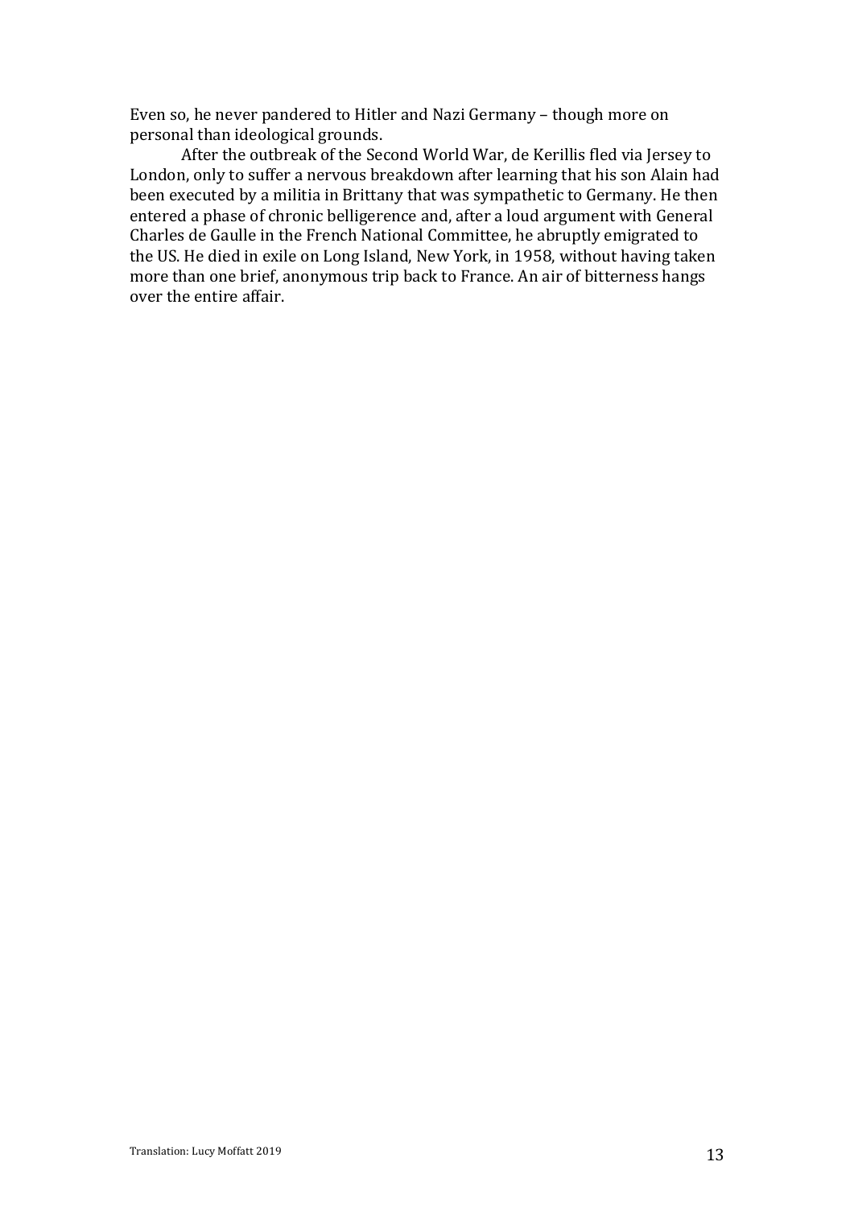Even so, he never pandered to Hitler and Nazi Germany – though more on personal than ideological grounds.

After the outbreak of the Second World War, de Kerillis fled via Jersey to London, only to suffer a nervous breakdown after learning that his son Alain had been executed by a militia in Brittany that was sympathetic to Germany. He then entered a phase of chronic belligerence and, after a loud argument with General Charles de Gaulle in the French National Committee, he abruptly emigrated to the US. He died in exile on Long Island, New York, in 1958, without having taken more than one brief, anonymous trip back to France. An air of bitterness hangs over the entire affair.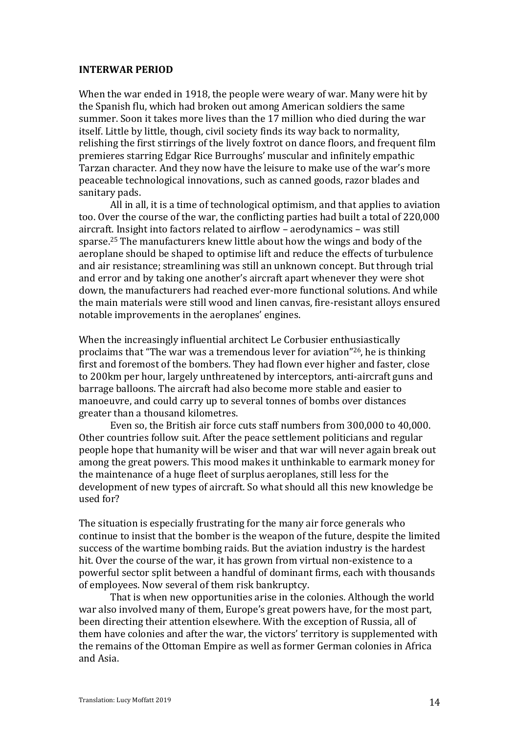**INTERWAR PERIOD**

When the war ended in 1918, the people were weary of war. Many were hit by the Spanish flu, which had broken out among American soldiers the same summer. Soon it takes more lives than the 17 million who died during the war itself. Little by little, though, civil society finds its way back to normality, relishing the first stirrings of the lively foxtrot on dance floors, and frequent film premieres starring Edgar Rice Burroughs' muscular and infinitely empathic Tarzan character. And they now have the leisure to make use of the war's more peaceable technological innovations, such as canned goods, razor blades and sanitary pads.

All in all, it is a time of technological optimism, and that applies to aviation too. Over the course of the war, the conflicting parties had built a total of 220,000 aircraft. Insight into factors related to airflow – aerodynamics – was still sparse.[25] The manufacturers knew little about how the wings and body of the aeroplane should be shaped to optimise lift and reduce the effects of turbulence and air resistance; streamlining was still an unknown concept. But through trial and error and by taking one another's aircraft apart whenever they were shot down, the manufacturers had reached ever-more functional solutions. And while the main materials were still wood and linen canvas, fire-resistant alloys ensured notable improvements in the aeroplanes' engines.

When the increasingly influential architect Le Corbusier enthusiastically proclaims that "The war was a tremendous lever for aviation"[26], he is thinking first and foremost of the bombers. They had flown ever higher and faster, close to 200km per hour, largely unthreatened by interceptors, anti-aircraft guns and barrage balloons. The aircraft had also become more stable and easier to manoeuvre, and could carry up to several tonnes of bombs over distances greater than a thousand kilometres.

Even so, the British air force cuts staff numbers from 300,000 to 40,000. Other countries follow suit. After the peace settlement politicians and regular people hope that humanity will be wiser and that war will never again break out among the great powers. This mood makes it unthinkable to earmark money for the maintenance of a huge fleet of surplus aeroplanes, still less for the development of new types of aircraft. So what should all this new knowledge be used for?

The situation is especially frustrating for the many air force generals who continue to insist that the bomber is the weapon of the future, despite the limited success of the wartime bombing raids. But the aviation industry is the hardest hit. Over the course of the war, it has grown from virtual non-existence to a powerful sector split between a handful of dominant firms, each with thousands of employees. Now several of them risk bankruptcy.

That is when new opportunities arise in the colonies. Although the world war also involved many of them, Europe's great powers have, for the most part, been directing their attention elsewhere. With the exception of Russia, all of them have colonies and after the war, the victors' territory is supplemented with the remains of the Ottoman Empire as well as former German colonies in Africa and Asia.

Translation: Lucy Moffatt 2019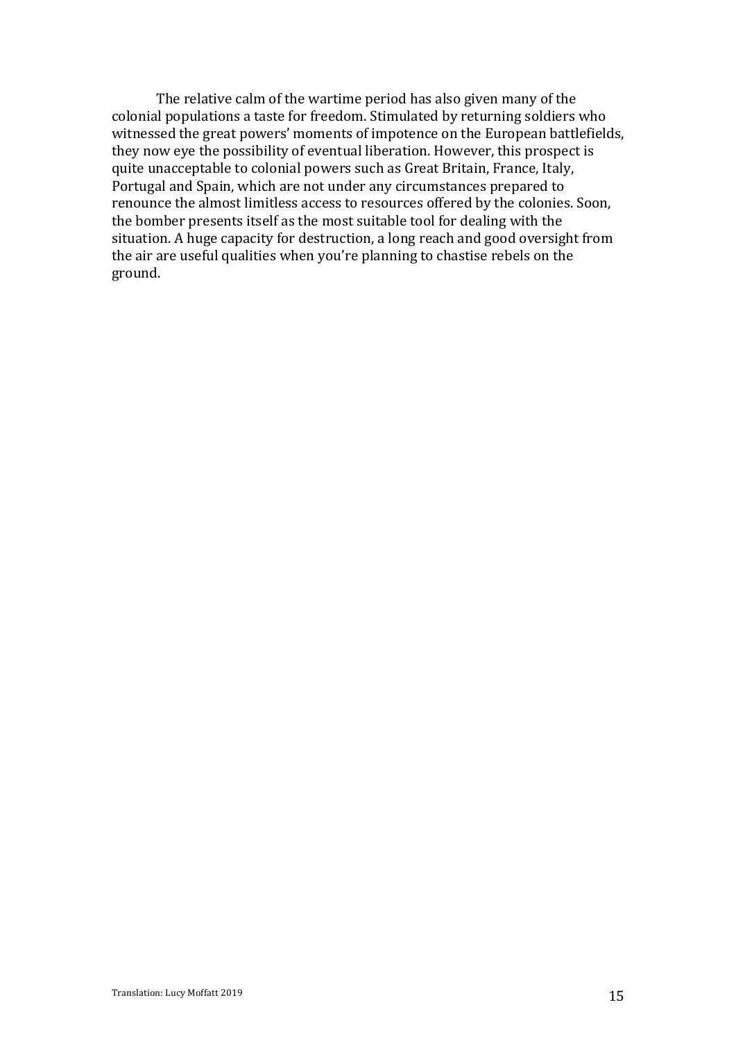The relative calm of the wartime period has also given many of the colonial populations a taste for freedom. Stimulated by returning soldiers who witnessed the great powers' moments of impotence on the European battlefields, they now eye the possibility of eventual liberation. However, this prospect is quite unacceptable to colonial powers such as Great Britain, France, Italy, Portugal and Spain, which are not under any circumstances prepared to renounce the almost limitless access to resources offered by the colonies. Soon, the bomber presents itself as the most suitable tool for dealing with the situation. A huge capacity for destruction, a long reach and good oversight from the air are useful qualities when you're planning to chastise rebels on the ground.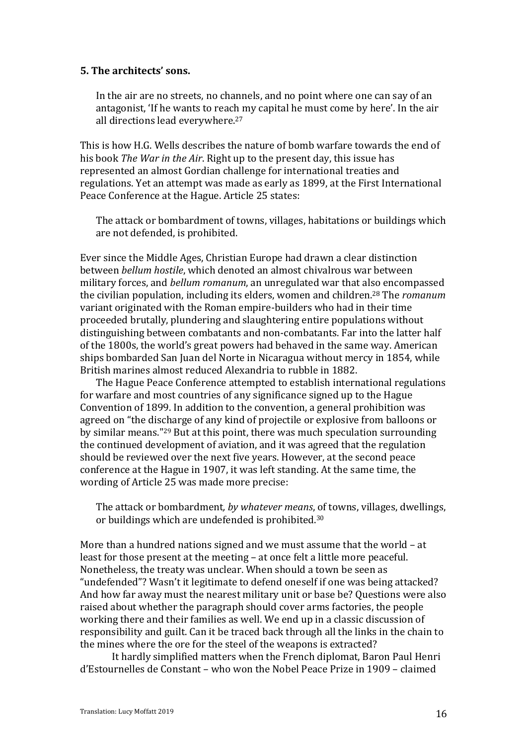**5. The architects' sons.**

> In the air are no streets, no channels, and no point where one can say of an antagonist, 'If he wants to reach my capital he must come by here'. In the air all directions lead everywhere.[27]

This is how H.G. Wells describes the nature of bomb warfare towards the end of his book *The War in the Air*. Right up to the present day, this issue has represented an almost Gordian challenge for international treaties and regulations. Yet an attempt was made as early as 1899, at the First International Peace Conference at the Hague. Article 25 states:

> The attack or bombardment of towns, villages, habitations or buildings which are not defended, is prohibited.

Ever since the Middle Ages, Christian Europe had drawn a clear distinction between *bellum hostile*, which denoted an almost chivalrous war between military forces, and *bellum romanum*, an unregulated war that also encompassed the civilian population, including its elders, women and children.[28] The *romanum* variant originated with the Roman empire-builders who had in their time proceeded brutally, plundering and slaughtering entire populations without distinguishing between combatants and non-combatants. Far into the latter half of the 1800s, the world's great powers had behaved in the same way. American ships bombarded San Juan del Norte in Nicaragua without mercy in 1854, while British marines almost reduced Alexandria to rubble in 1882.

The Hague Peace Conference attempted to establish international regulations for warfare and most countries of any significance signed up to the Hague Convention of 1899. In addition to the convention, a general prohibition was agreed on "the discharge of any kind of projectile or explosive from balloons or by similar means."[29] But at this point, there was much speculation surrounding the continued development of aviation, and it was agreed that the regulation should be reviewed over the next five years. However, at the second peace conference at the Hague in 1907, it was left standing. At the same time, the wording of Article 25 was made more precise:

> The attack or bombardment*, by whatever means*, of towns, villages, dwellings, or buildings which are undefended is prohibited.[30]

More than a hundred nations signed and we must assume that the world – at least for those present at the meeting – at once felt a little more peaceful. Nonetheless, the treaty was unclear. When should a town be seen as "undefended"? Wasn't it legitimate to defend oneself if one was being attacked? And how far away must the nearest military unit or base be? Questions were also raised about whether the paragraph should cover arms factories, the people working there and their families as well. We end up in a classic discussion of responsibility and guilt. Can it be traced back through all the links in the chain to the mines where the ore for the steel of the weapons is extracted?

It hardly simplified matters when the French diplomat, Baron Paul Henri d'Estournelles de Constant – who won the Nobel Peace Prize in 1909 – claimed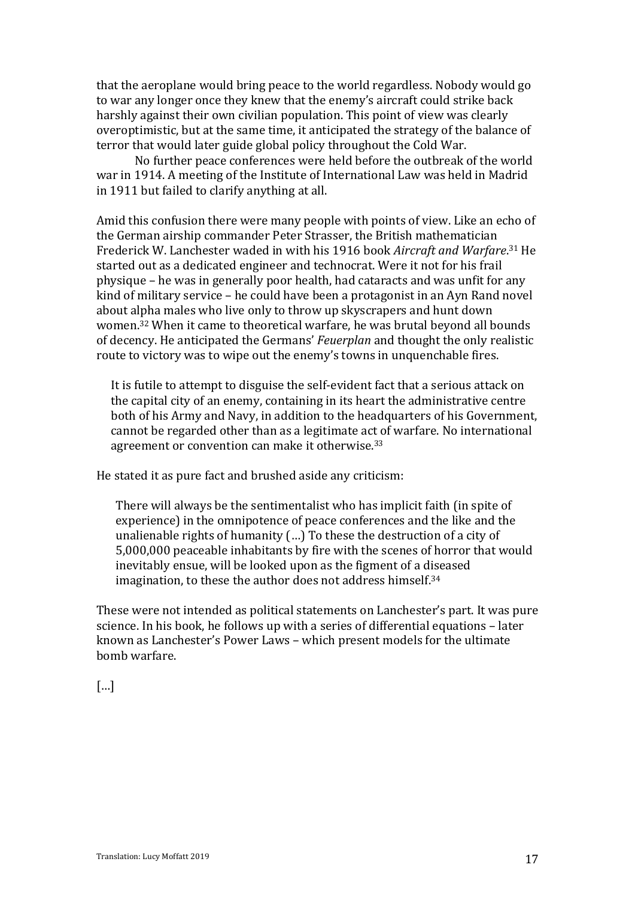that the aeroplane would bring peace to the world regardless. Nobody would go to war any longer once they knew that the enemy's aircraft could strike back harshly against their own civilian population. This point of view was clearly overoptimistic, but at the same time, it anticipated the strategy of the balance of terror that would later guide global policy throughout the Cold War.

No further peace conferences were held before the outbreak of the world war in 1914. A meeting of the Institute of International Law was held in Madrid in 1911 but failed to clarify anything at all.

Amid this confusion there were many people with points of view. Like an echo of the German airship commander Peter Strasser, the British mathematician Frederick W. Lanchester waded in with his 1916 book *Aircraft and Warfare*.[31] He started out as a dedicated engineer and technocrat. Were it not for his frail physique – he was in generally poor health, had cataracts and was unfit for any kind of military service – he could have been a protagonist in an Ayn Rand novel about alpha males who live only to throw up skyscrapers and hunt down women.[32] When it came to theoretical warfare, he was brutal beyond all bounds of decency. He anticipated the Germans' *Feuerplan* and thought the only realistic route to victory was to wipe out the enemy's towns in unquenchable fires.

> It is futile to attempt to disguise the self-evident fact that a serious attack on the capital city of an enemy, containing in its heart the administrative centre both of his Army and Navy, in addition to the headquarters of his Government, cannot be regarded other than as a legitimate act of warfare. No international agreement or convention can make it otherwise.[33]

He stated it as pure fact and brushed aside any criticism:

> There will always be the sentimentalist who has implicit faith (in spite of experience) in the omnipotence of peace conferences and the like and the unalienable rights of humanity (…) To these the destruction of a city of 5,000,000 peaceable inhabitants by fire with the scenes of horror that would inevitably ensue, will be looked upon as the figment of a diseased imagination, to these the author does not address himself.[34]

These were not intended as political statements on Lanchester's part. It was pure science. In his book, he follows up with a series of differential equations – later known as Lanchester's Power Laws – which present models for the ultimate bomb warfare.

[…]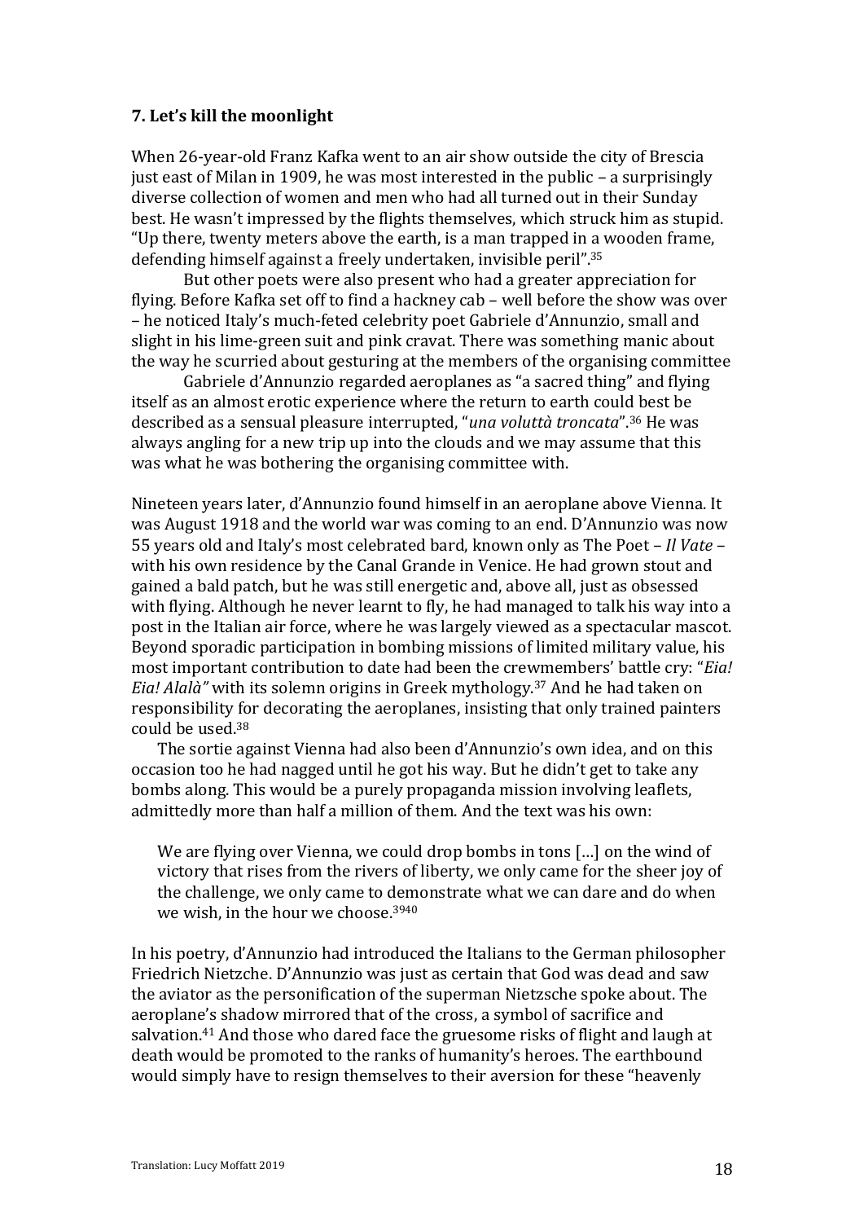### 7. Let's kill the moonlight

When 26-year-old Franz Kafka went to an air show outside the city of Brescia just east of Milan in 1909, he was most interested in the public – a surprisingly diverse collection of women and men who had all turned out in their Sunday best. He wasn't impressed by the flights themselves, which struck him as stupid. "Up there, twenty meters above the earth, is a man trapped in a wooden frame, defending himself against a freely undertaken, invisible peril".[35]

But other poets were also present who had a greater appreciation for flying. Before Kafka set off to find a hackney cab – well before the show was over – he noticed Italy's much-feted celebrity poet Gabriele d'Annunzio, small and slight in his lime-green suit and pink cravat. There was something manic about the way he scurried about gesturing at the members of the organising committee

Gabriele d'Annunzio regarded aeroplanes as "a sacred thing" and flying itself as an almost erotic experience where the return to earth could best be described as a sensual pleasure interrupted, "*una voluttà troncata*".[36] He was always angling for a new trip up into the clouds and we may assume that this was what he was bothering the organising committee with.

Nineteen years later, d'Annunzio found himself in an aeroplane above Vienna. It was August 1918 and the world war was coming to an end. D'Annunzio was now 55 years old and Italy's most celebrated bard, known only as The Poet – *Il Vate* – with his own residence by the Canal Grande in Venice. He had grown stout and gained a bald patch, but he was still energetic and, above all, just as obsessed with flying. Although he never learnt to fly, he had managed to talk his way into a post in the Italian air force, where he was largely viewed as a spectacular mascot. Beyond sporadic participation in bombing missions of limited military value, his most important contribution to date had been the crewmembers' battle cry: "*Eia! Eia! Alalà"* with its solemn origins in Greek mythology.[37] And he had taken on responsibility for decorating the aeroplanes, insisting that only trained painters could be used.[38]

The sortie against Vienna had also been d'Annunzio's own idea, and on this occasion too he had nagged until he got his way. But he didn't get to take any bombs along. This would be a purely propaganda mission involving leaflets, admittedly more than half a million of them. And the text was his own:

> We are flying over Vienna, we could drop bombs in tons […] on the wind of victory that rises from the rivers of liberty, we only came for the sheer joy of the challenge, we only came to demonstrate what we can dare and do when we wish, in the hour we choose.[39][40]

In his poetry, d'Annunzio had introduced the Italians to the German philosopher Friedrich Nietzche. D'Annunzio was just as certain that God was dead and saw the aviator as the personification of the superman Nietzsche spoke about. The aeroplane's shadow mirrored that of the cross, a symbol of sacrifice and salvation.[41] And those who dared face the gruesome risks of flight and laugh at death would be promoted to the ranks of humanity's heroes. The earthbound would simply have to resign themselves to their aversion for these "heavenly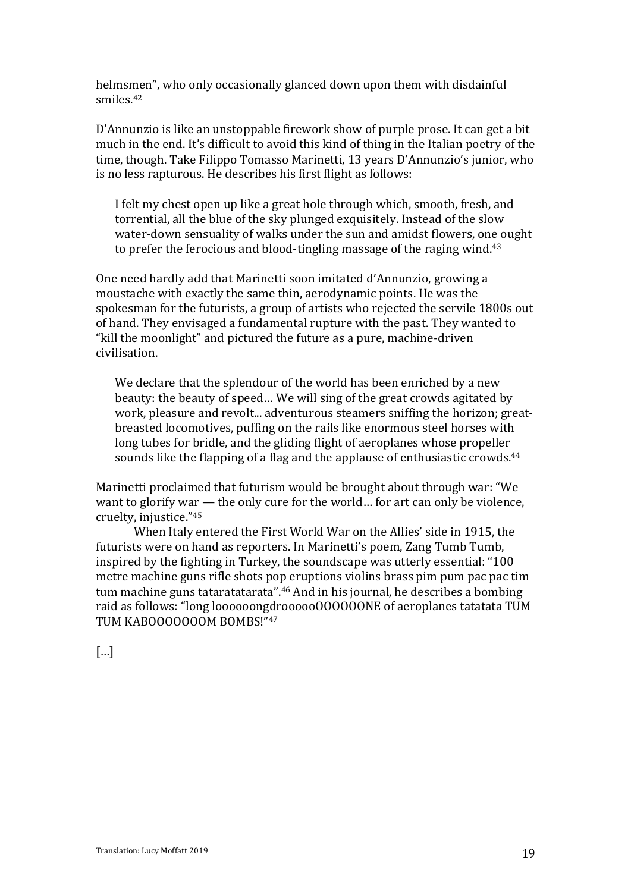helmsmen", who only occasionally glanced down upon them with disdainful smiles.[42]

D'Annunzio is like an unstoppable firework show of purple prose. It can get a bit much in the end. It's difficult to avoid this kind of thing in the Italian poetry of the time, though. Take Filippo Tomasso Marinetti, 13 years D'Annunzio's junior, who is no less rapturous. He describes his first flight as follows:

> I felt my chest open up like a great hole through which, smooth, fresh, and torrential, all the blue of the sky plunged exquisitely. Instead of the slow water-down sensuality of walks under the sun and amidst flowers, one ought to prefer the ferocious and blood-tingling massage of the raging wind.[43]

One need hardly add that Marinetti soon imitated d'Annunzio, growing a moustache with exactly the same thin, aerodynamic points. He was the spokesman for the futurists, a group of artists who rejected the servile 1800s out of hand. They envisaged a fundamental rupture with the past. They wanted to "kill the moonlight" and pictured the future as a pure, machine-driven civilisation.

> We declare that the splendour of the world has been enriched by a new beauty: the beauty of speed… We will sing of the great crowds agitated by work, pleasure and revolt... adventurous steamers sniffing the horizon; great-breasted locomotives, puffing on the rails like enormous steel horses with long tubes for bridle, and the gliding flight of aeroplanes whose propeller sounds like the flapping of a flag and the applause of enthusiastic crowds.[44]

Marinetti proclaimed that futurism would be brought about through war: "We want to glorify war — the only cure for the world… for art can only be violence, cruelty, injustice."[45]

When Italy entered the First World War on the Allies' side in 1915, the futurists were on hand as reporters. In Marinetti's poem, Zang Tumb Tumb, inspired by the fighting in Turkey, the soundscape was utterly essential: "100 metre machine guns rifle shots pop eruptions violins brass pim pum pac pac tim tum machine guns tataratatarata".[46] And in his journal, he describes a bombing raid as follows: "long loooooongdrooooooOOOOOONE of aeroplanes tatatata TUM TUM KABOOOOOOOM BOMBS!"[47]

[…]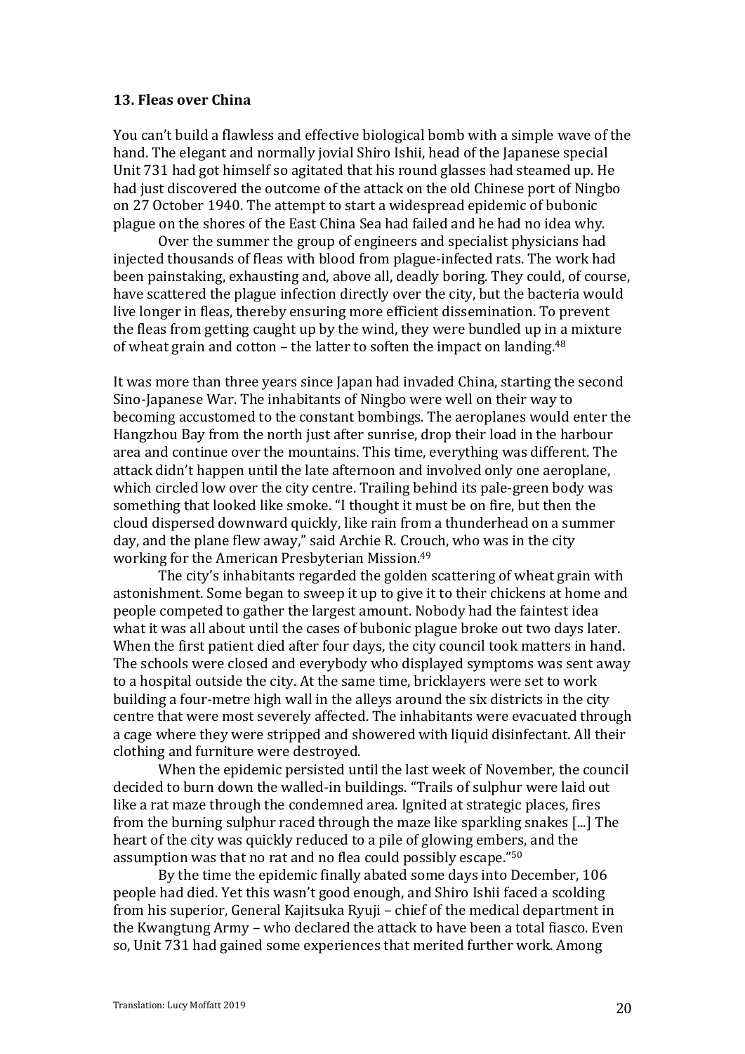### 13. Fleas over China

You can't build a flawless and effective biological bomb with a simple wave of the hand. The elegant and normally jovial Shiro Ishii, head of the Japanese special Unit 731 had got himself so agitated that his round glasses had steamed up. He had just discovered the outcome of the attack on the old Chinese port of Ningbo on 27 October 1940. The attempt to start a widespread epidemic of bubonic plague on the shores of the East China Sea had failed and he had no idea why.

Over the summer the group of engineers and specialist physicians had injected thousands of fleas with blood from plague-infected rats. The work had been painstaking, exhausting and, above all, deadly boring. They could, of course, have scattered the plague infection directly over the city, but the bacteria would live longer in fleas, thereby ensuring more efficient dissemination. To prevent the fleas from getting caught up by the wind, they were bundled up in a mixture of wheat grain and cotton – the latter to soften the impact on landing.[48]

It was more than three years since Japan had invaded China, starting the second Sino-Japanese War. The inhabitants of Ningbo were well on their way to becoming accustomed to the constant bombings. The aeroplanes would enter the Hangzhou Bay from the north just after sunrise, drop their load in the harbour area and continue over the mountains. This time, everything was different. The attack didn't happen until the late afternoon and involved only one aeroplane, which circled low over the city centre. Trailing behind its pale-green body was something that looked like smoke. "I thought it must be on fire, but then the cloud dispersed downward quickly, like rain from a thunderhead on a summer day, and the plane flew away," said Archie R. Crouch, who was in the city working for the American Presbyterian Mission.[49]

The city's inhabitants regarded the golden scattering of wheat grain with astonishment. Some began to sweep it up to give it to their chickens at home and people competed to gather the largest amount. Nobody had the faintest idea what it was all about until the cases of bubonic plague broke out two days later. When the first patient died after four days, the city council took matters in hand. The schools were closed and everybody who displayed symptoms was sent away to a hospital outside the city. At the same time, bricklayers were set to work building a four-metre high wall in the alleys around the six districts in the city centre that were most severely affected. The inhabitants were evacuated through a cage where they were stripped and showered with liquid disinfectant. All their clothing and furniture were destroyed.

When the epidemic persisted until the last week of November, the council decided to burn down the walled-in buildings. "Trails of sulphur were laid out like a rat maze through the condemned area. Ignited at strategic places, fires from the burning sulphur raced through the maze like sparkling snakes [...] The heart of the city was quickly reduced to a pile of glowing embers, and the assumption was that no rat and no flea could possibly escape."[50]

By the time the epidemic finally abated some days into December, 106 people had died. Yet this wasn't good enough, and Shiro Ishii faced a scolding from his superior, General Kajitsuka Ryuji – chief of the medical department in the Kwangtung Army – who declared the attack to have been a total fiasco. Even so, Unit 731 had gained some experiences that merited further work. Among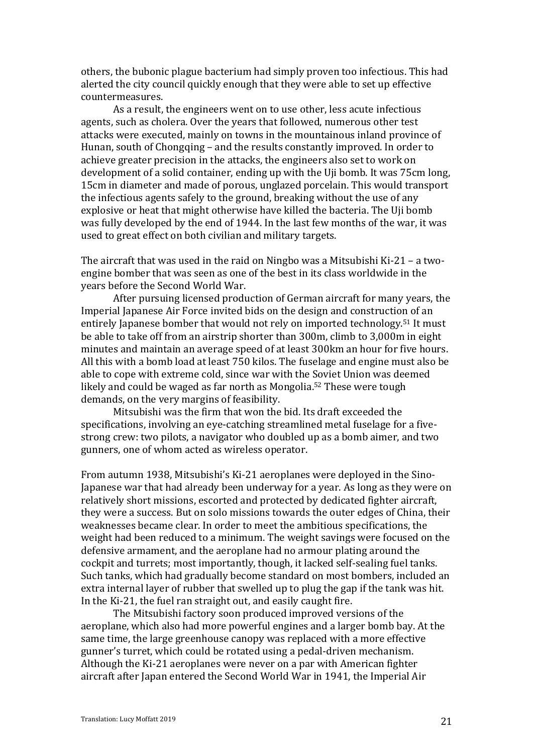others, the bubonic plague bacterium had simply proven too infectious. This had alerted the city council quickly enough that they were able to set up effective countermeasures.

As a result, the engineers went on to use other, less acute infectious agents, such as cholera. Over the years that followed, numerous other test attacks were executed, mainly on towns in the mountainous inland province of Hunan, south of Chongqing – and the results constantly improved. In order to achieve greater precision in the attacks, the engineers also set to work on development of a solid container, ending up with the Uji bomb. It was 75cm long, 15cm in diameter and made of porous, unglazed porcelain. This would transport the infectious agents safely to the ground, breaking without the use of any explosive or heat that might otherwise have killed the bacteria. The Uji bomb was fully developed by the end of 1944. In the last few months of the war, it was used to great effect on both civilian and military targets.

The aircraft that was used in the raid on Ningbo was a Mitsubishi Ki-21 – a two-engine bomber that was seen as one of the best in its class worldwide in the years before the Second World War.

After pursuing licensed production of German aircraft for many years, the Imperial Japanese Air Force invited bids on the design and construction of an entirely Japanese bomber that would not rely on imported technology.[51] It must be able to take off from an airstrip shorter than 300m, climb to 3,000m in eight minutes and maintain an average speed of at least 300km an hour for five hours. All this with a bomb load at least 750 kilos. The fuselage and engine must also be able to cope with extreme cold, since war with the Soviet Union was deemed likely and could be waged as far north as Mongolia.[52] These were tough demands, on the very margins of feasibility.

Mitsubishi was the firm that won the bid. Its draft exceeded the specifications, involving an eye-catching streamlined metal fuselage for a five-strong crew: two pilots, a navigator who doubled up as a bomb aimer, and two gunners, one of whom acted as wireless operator.

From autumn 1938, Mitsubishi's Ki-21 aeroplanes were deployed in the Sino-Japanese war that had already been underway for a year. As long as they were on relatively short missions, escorted and protected by dedicated fighter aircraft, they were a success. But on solo missions towards the outer edges of China, their weaknesses became clear. In order to meet the ambitious specifications, the weight had been reduced to a minimum. The weight savings were focused on the defensive armament, and the aeroplane had no armour plating around the cockpit and turrets; most importantly, though, it lacked self-sealing fuel tanks. Such tanks, which had gradually become standard on most bombers, included an extra internal layer of rubber that swelled up to plug the gap if the tank was hit. In the Ki-21, the fuel ran straight out, and easily caught fire.

The Mitsubishi factory soon produced improved versions of the aeroplane, which also had more powerful engines and a larger bomb bay. At the same time, the large greenhouse canopy was replaced with a more effective gunner's turret, which could be rotated using a pedal-driven mechanism. Although the Ki-21 aeroplanes were never on a par with American fighter aircraft after Japan entered the Second World War in 1941, the Imperial Air

Translation: Lucy Moffatt 2019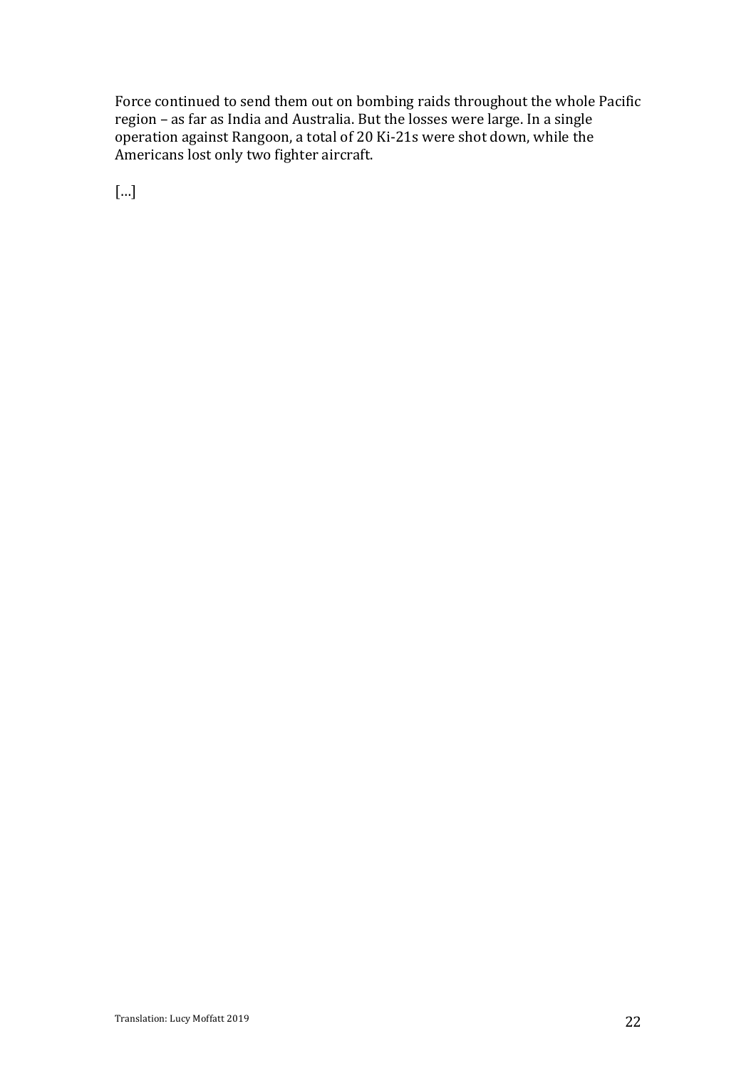Force continued to send them out on bombing raids throughout the whole Pacific region – as far as India and Australia. But the losses were large. In a single operation against Rangoon, a total of 20 Ki-21s were shot down, while the Americans lost only two fighter aircraft.

[…]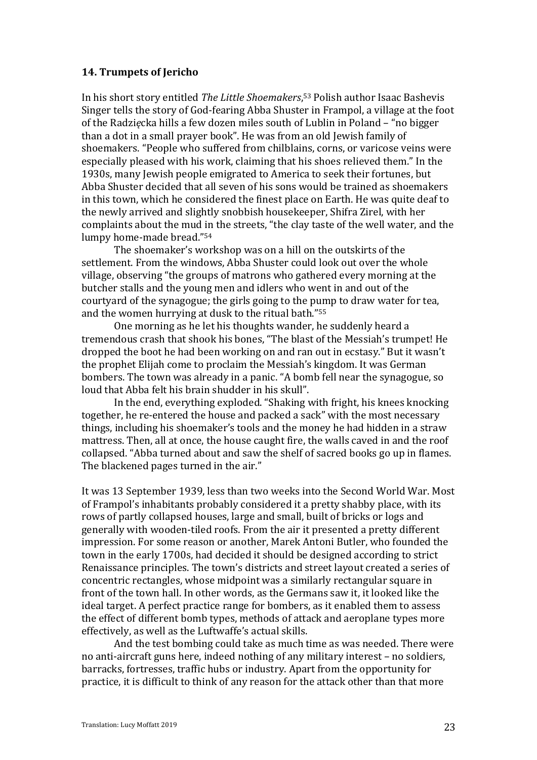**14. Trumpets of Jericho**

In his short story entitled *The Little Shoemakers*,[53] Polish author Isaac Bashevis Singer tells the story of God-fearing Abba Shuster in Frampol, a village at the foot of the Radzięcka hills a few dozen miles south of Lublin in Poland – "no bigger than a dot in a small prayer book". He was from an old Jewish family of shoemakers. "People who suffered from chilblains, corns, or varicose veins were especially pleased with his work, claiming that his shoes relieved them." In the 1930s, many Jewish people emigrated to America to seek their fortunes, but Abba Shuster decided that all seven of his sons would be trained as shoemakers in this town, which he considered the finest place on Earth. He was quite deaf to the newly arrived and slightly snobbish housekeeper, Shifra Zirel, with her complaints about the mud in the streets, "the clay taste of the well water, and the lumpy home-made bread."[54]

The shoemaker's workshop was on a hill on the outskirts of the settlement. From the windows, Abba Shuster could look out over the whole village, observing "the groups of matrons who gathered every morning at the butcher stalls and the young men and idlers who went in and out of the courtyard of the synagogue; the girls going to the pump to draw water for tea, and the women hurrying at dusk to the ritual bath."[55]

One morning as he let his thoughts wander, he suddenly heard a tremendous crash that shook his bones, "The blast of the Messiah's trumpet! He dropped the boot he had been working on and ran out in ecstasy." But it wasn't the prophet Elijah come to proclaim the Messiah's kingdom. It was German bombers. The town was already in a panic. "A bomb fell near the synagogue, so loud that Abba felt his brain shudder in his skull".

In the end, everything exploded. "Shaking with fright, his knees knocking together, he re-entered the house and packed a sack" with the most necessary things, including his shoemaker's tools and the money he had hidden in a straw mattress. Then, all at once, the house caught fire, the walls caved in and the roof collapsed. "Abba turned about and saw the shelf of sacred books go up in flames. The blackened pages turned in the air."

It was 13 September 1939, less than two weeks into the Second World War. Most of Frampol's inhabitants probably considered it a pretty shabby place, with its rows of partly collapsed houses, large and small, built of bricks or logs and generally with wooden-tiled roofs. From the air it presented a pretty different impression. For some reason or another, Marek Antoni Butler, who founded the town in the early 1700s, had decided it should be designed according to strict Renaissance principles. The town's districts and street layout created a series of concentric rectangles, whose midpoint was a similarly rectangular square in front of the town hall. In other words, as the Germans saw it, it looked like the ideal target. A perfect practice range for bombers, as it enabled them to assess the effect of different bomb types, methods of attack and aeroplane types more effectively, as well as the Luftwaffe's actual skills.

And the test bombing could take as much time as was needed. There were no anti-aircraft guns here, indeed nothing of any military interest – no soldiers, barracks, fortresses, traffic hubs or industry. Apart from the opportunity for practice, it is difficult to think of any reason for the attack other than that more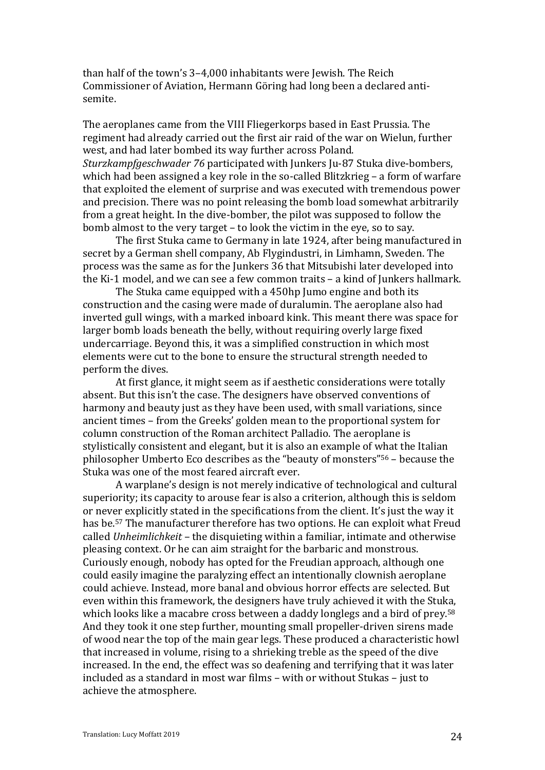than half of the town's 3–4,000 inhabitants were Jewish. The Reich Commissioner of Aviation, Hermann Göring had long been a declared anti-semite.

The aeroplanes came from the VIII Fliegerkorps based in East Prussia. The regiment had already carried out the first air raid of the war on Wielun, further west, and had later bombed its way further across Poland. *Sturzkampfgeschwader 76* participated with Junkers Ju-87 Stuka dive-bombers, which had been assigned a key role in the so-called Blitzkrieg – a form of warfare that exploited the element of surprise and was executed with tremendous power and precision. There was no point releasing the bomb load somewhat arbitrarily from a great height. In the dive-bomber, the pilot was supposed to follow the bomb almost to the very target – to look the victim in the eye, so to say.

The first Stuka came to Germany in late 1924, after being manufactured in secret by a German shell company, Ab Flygindustri, in Limhamn, Sweden. The process was the same as for the Junkers 36 that Mitsubishi later developed into the Ki-1 model, and we can see a few common traits – a kind of Junkers hallmark.

The Stuka came equipped with a 450hp Jumo engine and both its construction and the casing were made of duralumin. The aeroplane also had inverted gull wings, with a marked inboard kink. This meant there was space for larger bomb loads beneath the belly, without requiring overly large fixed undercarriage. Beyond this, it was a simplified construction in which most elements were cut to the bone to ensure the structural strength needed to perform the dives.

At first glance, it might seem as if aesthetic considerations were totally absent. But this isn't the case. The designers have observed conventions of harmony and beauty just as they have been used, with small variations, since ancient times – from the Greeks' golden mean to the proportional system for column construction of the Roman architect Palladio. The aeroplane is stylistically consistent and elegant, but it is also an example of what the Italian philosopher Umberto Eco describes as the "beauty of monsters"[56] – because the Stuka was one of the most feared aircraft ever.

A warplane's design is not merely indicative of technological and cultural superiority; its capacity to arouse fear is also a criterion, although this is seldom or never explicitly stated in the specifications from the client. It's just the way it has be.[57] The manufacturer therefore has two options. He can exploit what Freud called *Unheimlichkeit* – the disquieting within a familiar, intimate and otherwise pleasing context. Or he can aim straight for the barbaric and monstrous. Curiously enough, nobody has opted for the Freudian approach, although one could easily imagine the paralyzing effect an intentionally clownish aeroplane could achieve. Instead, more banal and obvious horror effects are selected. But even within this framework, the designers have truly achieved it with the Stuka, which looks like a macabre cross between a daddy longlegs and a bird of prey.[58] And they took it one step further, mounting small propeller-driven sirens made of wood near the top of the main gear legs. These produced a characteristic howl that increased in volume, rising to a shrieking treble as the speed of the dive increased. In the end, the effect was so deafening and terrifying that it was later included as a standard in most war films – with or without Stukas – just to achieve the atmosphere.

Translation: Lucy Moffatt 2019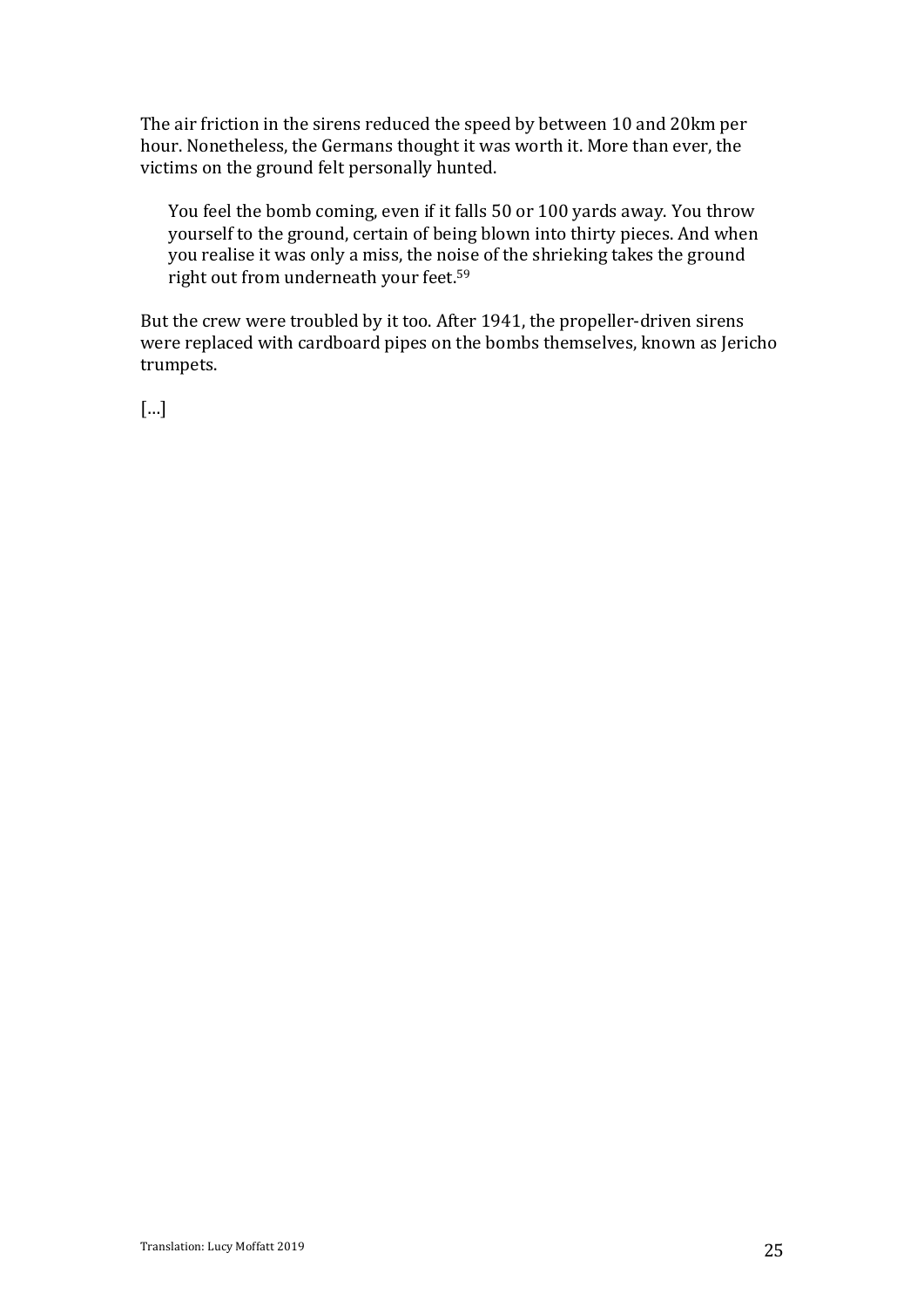The air friction in the sirens reduced the speed by between 10 and 20km per hour. Nonetheless, the Germans thought it was worth it. More than ever, the victims on the ground felt personally hunted.

> You feel the bomb coming, even if it falls 50 or 100 yards away. You throw yourself to the ground, certain of being blown into thirty pieces. And when you realise it was only a miss, the noise of the shrieking takes the ground right out from underneath your feet.[59]

But the crew were troubled by it too. After 1941, the propeller-driven sirens were replaced with cardboard pipes on the bombs themselves, known as Jericho trumpets.

[…]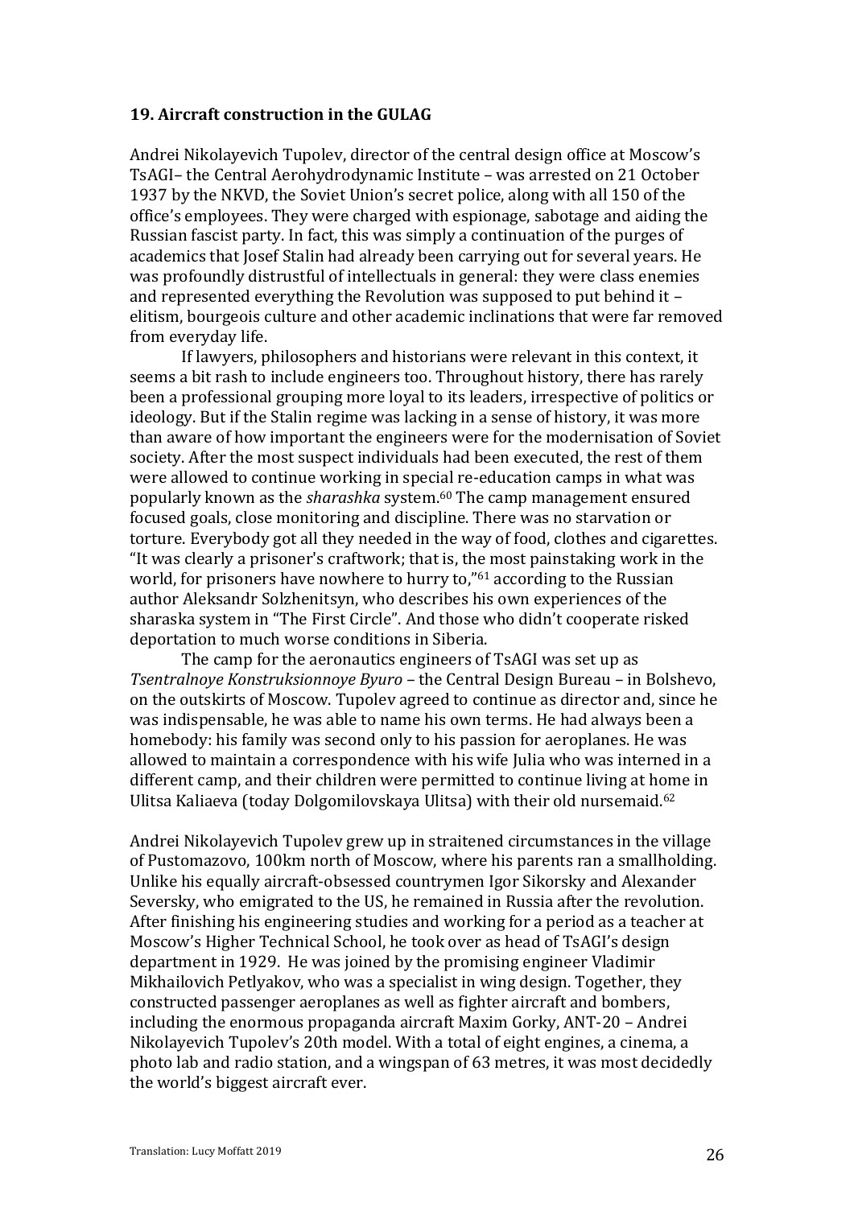### 19. Aircraft construction in the GULAG

Andrei Nikolayevich Tupolev, director of the central design office at Moscow's TsAGI– the Central Aerohydrodynamic Institute – was arrested on 21 October 1937 by the NKVD, the Soviet Union's secret police, along with all 150 of the office's employees. They were charged with espionage, sabotage and aiding the Russian fascist party. In fact, this was simply a continuation of the purges of academics that Josef Stalin had already been carrying out for several years. He was profoundly distrustful of intellectuals in general: they were class enemies and represented everything the Revolution was supposed to put behind it – elitism, bourgeois culture and other academic inclinations that were far removed from everyday life.

If lawyers, philosophers and historians were relevant in this context, it seems a bit rash to include engineers too. Throughout history, there has rarely been a professional grouping more loyal to its leaders, irrespective of politics or ideology. But if the Stalin regime was lacking in a sense of history, it was more than aware of how important the engineers were for the modernisation of Soviet society. After the most suspect individuals had been executed, the rest of them were allowed to continue working in special re-education camps in what was popularly known as the *sharashka* system.[60] The camp management ensured focused goals, close monitoring and discipline. There was no starvation or torture. Everybody got all they needed in the way of food, clothes and cigarettes. "It was clearly a prisoner's craftwork; that is, the most painstaking work in the world, for prisoners have nowhere to hurry to,"[61] according to the Russian author Aleksandr Solzhenitsyn, who describes his own experiences of the sharaska system in "The First Circle". And those who didn't cooperate risked deportation to much worse conditions in Siberia.

The camp for the aeronautics engineers of TsAGI was set up as *Tsentralnoye Konstruksionnoye Byuro* – the Central Design Bureau – in Bolshevo, on the outskirts of Moscow. Tupolev agreed to continue as director and, since he was indispensable, he was able to name his own terms. He had always been a homebody: his family was second only to his passion for aeroplanes. He was allowed to maintain a correspondence with his wife Julia who was interned in a different camp, and their children were permitted to continue living at home in Ulitsa Kaliaeva (today Dolgomilovskaya Ulitsa) with their old nursemaid.[62]

Andrei Nikolayevich Tupolev grew up in straitened circumstances in the village of Pustomazovo, 100km north of Moscow, where his parents ran a smallholding. Unlike his equally aircraft-obsessed countrymen Igor Sikorsky and Alexander Seversky, who emigrated to the US, he remained in Russia after the revolution. After finishing his engineering studies and working for a period as a teacher at Moscow's Higher Technical School, he took over as head of TsAGI's design department in 1929. He was joined by the promising engineer Vladimir Mikhailovich Petlyakov, who was a specialist in wing design. Together, they constructed passenger aeroplanes as well as fighter aircraft and bombers, including the enormous propaganda aircraft Maxim Gorky, ANT-20 – Andrei Nikolayevich Tupolev's 20th model. With a total of eight engines, a cinema, a photo lab and radio station, and a wingspan of 63 metres, it was most decidedly the world's biggest aircraft ever.

Translation: Lucy Moffatt 2019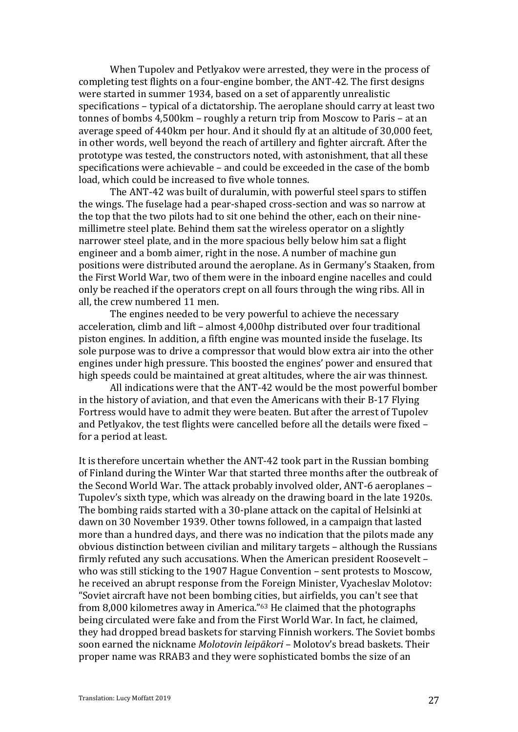When Tupolev and Petlyakov were arrested, they were in the process of completing test flights on a four-engine bomber, the ANT-42. The first designs were started in summer 1934, based on a set of apparently unrealistic specifications – typical of a dictatorship. The aeroplane should carry at least two tonnes of bombs 4,500km – roughly a return trip from Moscow to Paris – at an average speed of 440km per hour. And it should fly at an altitude of 30,000 feet, in other words, well beyond the reach of artillery and fighter aircraft. After the prototype was tested, the constructors noted, with astonishment, that all these specifications were achievable – and could be exceeded in the case of the bomb load, which could be increased to five whole tonnes.

The ANT-42 was built of duralumin, with powerful steel spars to stiffen the wings. The fuselage had a pear-shaped cross-section and was so narrow at the top that the two pilots had to sit one behind the other, each on their nine-millimetre steel plate. Behind them sat the wireless operator on a slightly narrower steel plate, and in the more spacious belly below him sat a flight engineer and a bomb aimer, right in the nose. A number of machine gun positions were distributed around the aeroplane. As in Germany's Staaken, from the First World War, two of them were in the inboard engine nacelles and could only be reached if the operators crept on all fours through the wing ribs. All in all, the crew numbered 11 men.

The engines needed to be very powerful to achieve the necessary acceleration, climb and lift – almost 4,000hp distributed over four traditional piston engines. In addition, a fifth engine was mounted inside the fuselage. Its sole purpose was to drive a compressor that would blow extra air into the other engines under high pressure. This boosted the engines' power and ensured that high speeds could be maintained at great altitudes, where the air was thinnest.

All indications were that the ANT-42 would be the most powerful bomber in the history of aviation, and that even the Americans with their B-17 Flying Fortress would have to admit they were beaten. But after the arrest of Tupolev and Petlyakov, the test flights were cancelled before all the details were fixed – for a period at least.

It is therefore uncertain whether the ANT-42 took part in the Russian bombing of Finland during the Winter War that started three months after the outbreak of the Second World War. The attack probably involved older, ANT-6 aeroplanes – Tupolev's sixth type, which was already on the drawing board in the late 1920s. The bombing raids started with a 30-plane attack on the capital of Helsinki at dawn on 30 November 1939. Other towns followed, in a campaign that lasted more than a hundred days, and there was no indication that the pilots made any obvious distinction between civilian and military targets – although the Russians firmly refuted any such accusations. When the American president Roosevelt – who was still sticking to the 1907 Hague Convention – sent protests to Moscow, he received an abrupt response from the Foreign Minister, Vyacheslav Molotov: "Soviet aircraft have not been bombing cities, but airfields, you can't see that from 8,000 kilometres away in America."[63] He claimed that the photographs being circulated were fake and from the First World War. In fact, he claimed, they had dropped bread baskets for starving Finnish workers. The Soviet bombs soon earned the nickname *Molotovin leipäkori* – Molotov's bread baskets. Their proper name was RRAB3 and they were sophisticated bombs the size of an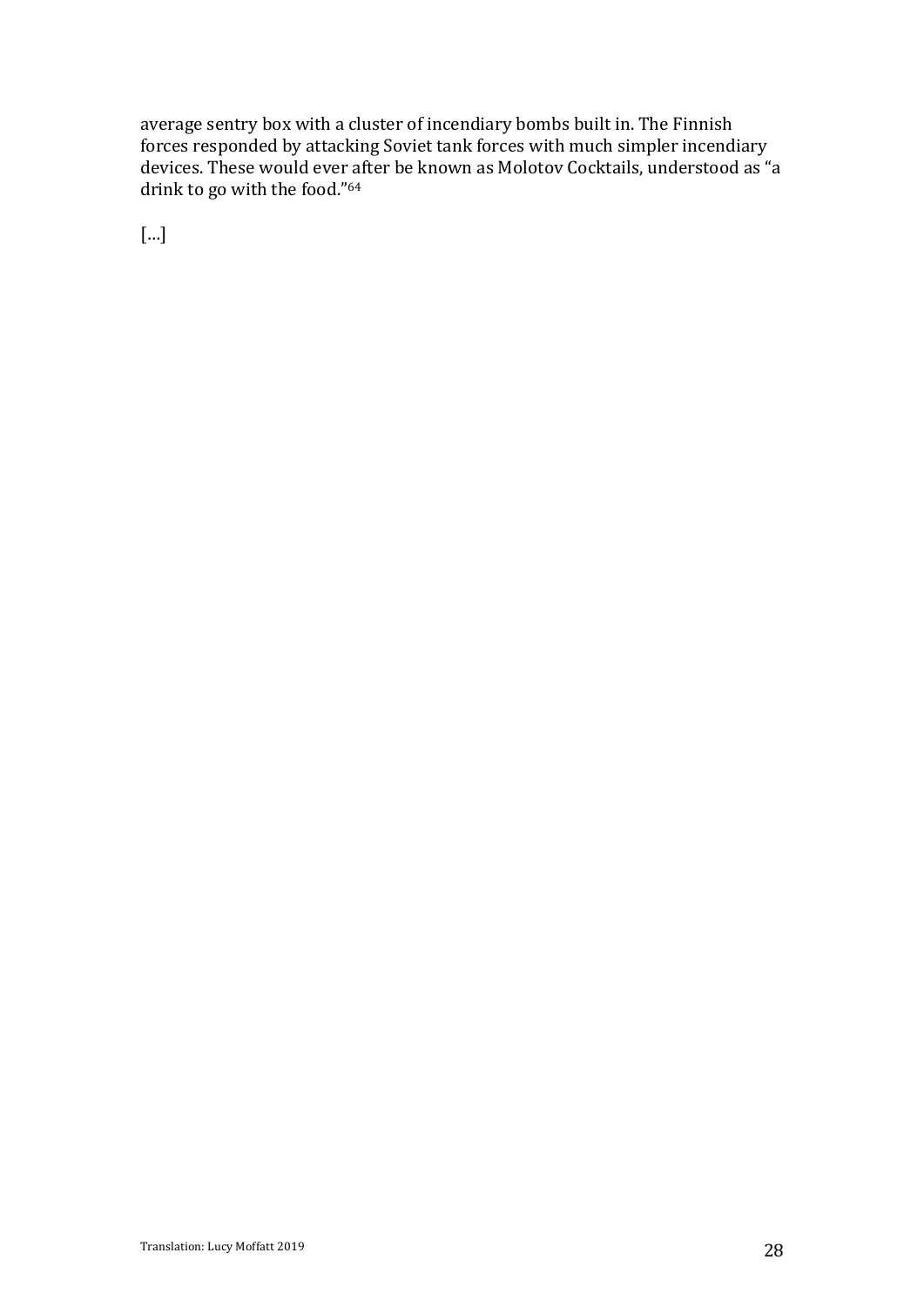average sentry box with a cluster of incendiary bombs built in. The Finnish forces responded by attacking Soviet tank forces with much simpler incendiary devices. These would ever after be known as Molotov Cocktails, understood as "a drink to go with the food."[64]

[…]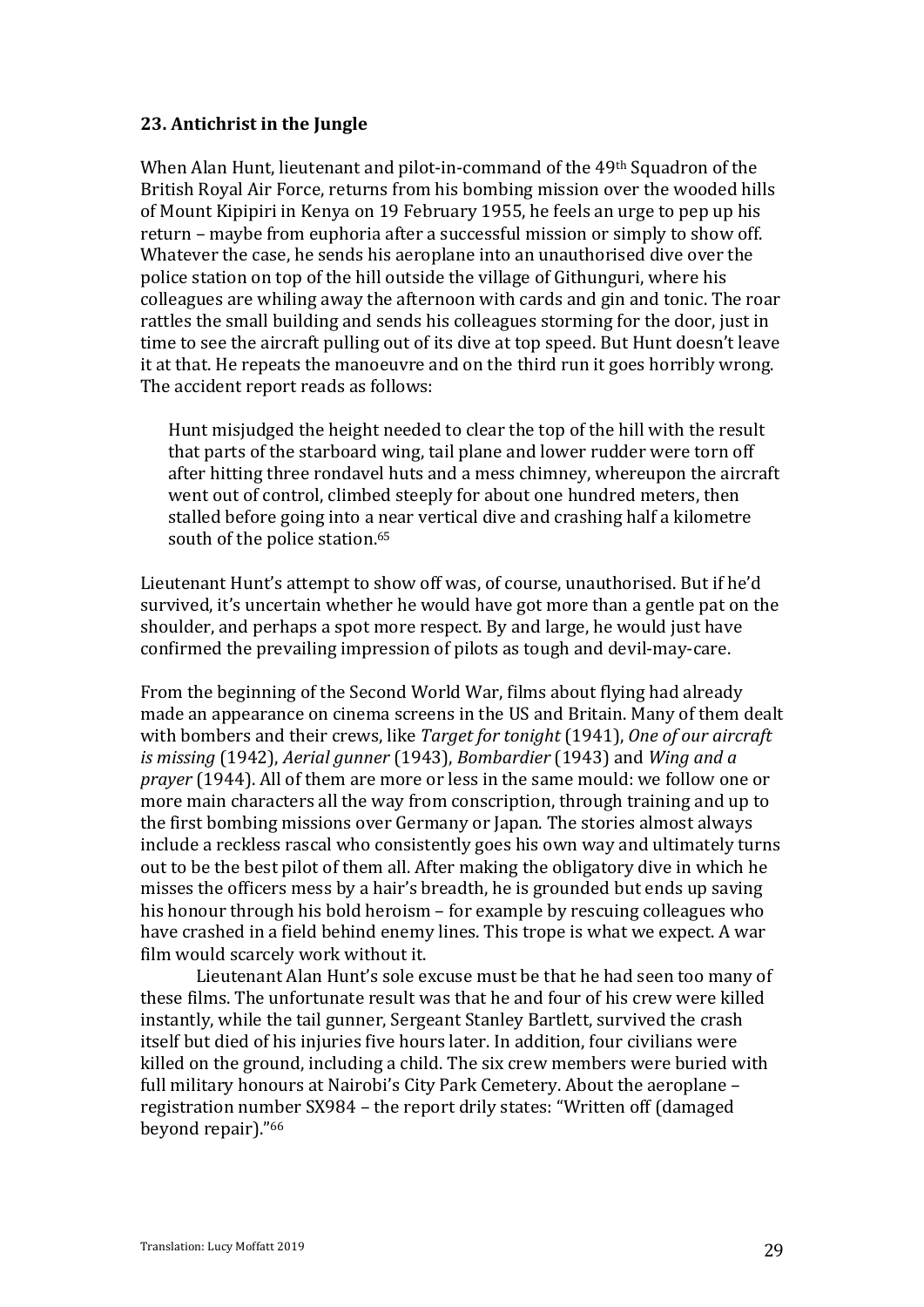### 23. Antichrist in the Jungle

When Alan Hunt, lieutenant and pilot-in-command of the 49th Squadron of the British Royal Air Force, returns from his bombing mission over the wooded hills of Mount Kipipiri in Kenya on 19 February 1955, he feels an urge to pep up his return – maybe from euphoria after a successful mission or simply to show off. Whatever the case, he sends his aeroplane into an unauthorised dive over the police station on top of the hill outside the village of Githunguri, where his colleagues are whiling away the afternoon with cards and gin and tonic. The roar rattles the small building and sends his colleagues storming for the door, just in time to see the aircraft pulling out of its dive at top speed. But Hunt doesn't leave it at that. He repeats the manoeuvre and on the third run it goes horribly wrong. The accident report reads as follows:

> Hunt misjudged the height needed to clear the top of the hill with the result that parts of the starboard wing, tail plane and lower rudder were torn off after hitting three rondavel huts and a mess chimney, whereupon the aircraft went out of control, climbed steeply for about one hundred meters, then stalled before going into a near vertical dive and crashing half a kilometre south of the police station.[65]

Lieutenant Hunt's attempt to show off was, of course, unauthorised. But if he'd survived, it's uncertain whether he would have got more than a gentle pat on the shoulder, and perhaps a spot more respect. By and large, he would just have confirmed the prevailing impression of pilots as tough and devil-may-care.

From the beginning of the Second World War, films about flying had already made an appearance on cinema screens in the US and Britain. Many of them dealt with bombers and their crews, like *Target for tonight* (1941), *One of our aircraft is missing* (1942), *Aerial gunner* (1943), *Bombardier* (1943) and *Wing and a prayer* (1944). All of them are more or less in the same mould: we follow one or more main characters all the way from conscription, through training and up to the first bombing missions over Germany or Japan. The stories almost always include a reckless rascal who consistently goes his own way and ultimately turns out to be the best pilot of them all. After making the obligatory dive in which he misses the officers mess by a hair's breadth, he is grounded but ends up saving his honour through his bold heroism – for example by rescuing colleagues who have crashed in a field behind enemy lines. This trope is what we expect. A war film would scarcely work without it.

Lieutenant Alan Hunt's sole excuse must be that he had seen too many of these films. The unfortunate result was that he and four of his crew were killed instantly, while the tail gunner, Sergeant Stanley Bartlett, survived the crash itself but died of his injuries five hours later. In addition, four civilians were killed on the ground, including a child. The six crew members were buried with full military honours at Nairobi's City Park Cemetery. About the aeroplane – registration number SX984 – the report drily states: "Written off (damaged beyond repair)."[66]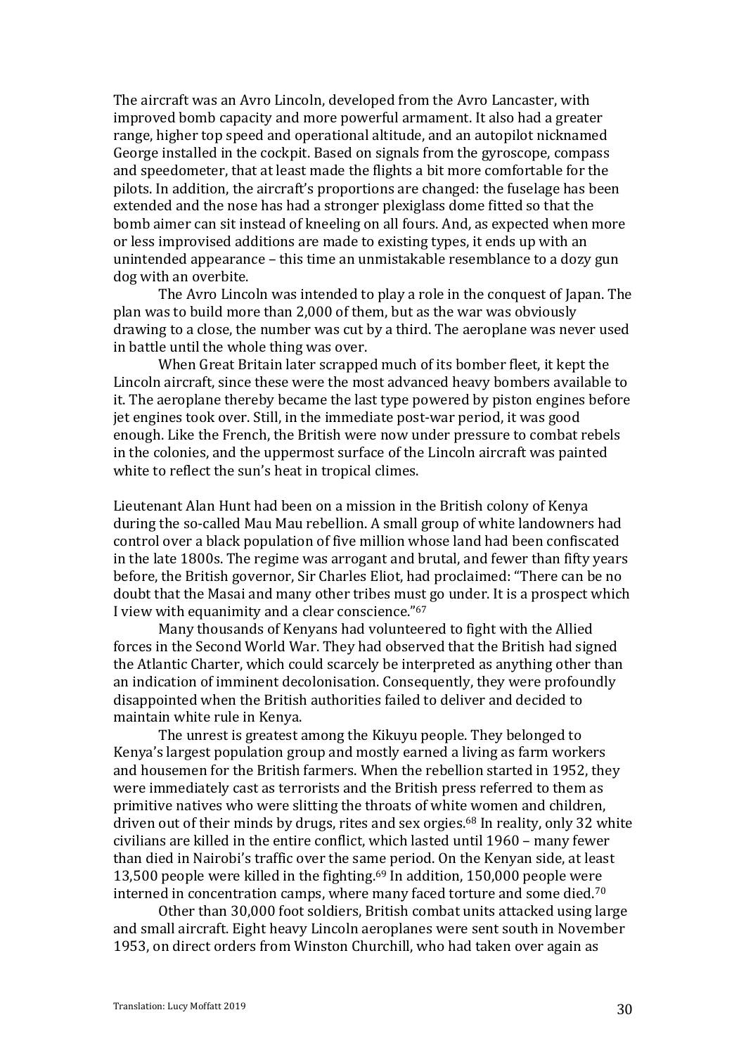The aircraft was an Avro Lincoln, developed from the Avro Lancaster, with improved bomb capacity and more powerful armament. It also had a greater range, higher top speed and operational altitude, and an autopilot nicknamed George installed in the cockpit. Based on signals from the gyroscope, compass and speedometer, that at least made the flights a bit more comfortable for the pilots. In addition, the aircraft's proportions are changed: the fuselage has been extended and the nose has had a stronger plexiglass dome fitted so that the bomb aimer can sit instead of kneeling on all fours. And, as expected when more or less improvised additions are made to existing types, it ends up with an unintended appearance – this time an unmistakable resemblance to a dozy gun dog with an overbite.

The Avro Lincoln was intended to play a role in the conquest of Japan. The plan was to build more than 2,000 of them, but as the war was obviously drawing to a close, the number was cut by a third. The aeroplane was never used in battle until the whole thing was over.

When Great Britain later scrapped much of its bomber fleet, it kept the Lincoln aircraft, since these were the most advanced heavy bombers available to it. The aeroplane thereby became the last type powered by piston engines before jet engines took over. Still, in the immediate post-war period, it was good enough. Like the French, the British were now under pressure to combat rebels in the colonies, and the uppermost surface of the Lincoln aircraft was painted white to reflect the sun's heat in tropical climes.

Lieutenant Alan Hunt had been on a mission in the British colony of Kenya during the so-called Mau Mau rebellion. A small group of white landowners had control over a black population of five million whose land had been confiscated in the late 1800s. The regime was arrogant and brutal, and fewer than fifty years before, the British governor, Sir Charles Eliot, had proclaimed: "There can be no doubt that the Masai and many other tribes must go under. It is a prospect which I view with equanimity and a clear conscience."[67]

Many thousands of Kenyans had volunteered to fight with the Allied forces in the Second World War. They had observed that the British had signed the Atlantic Charter, which could scarcely be interpreted as anything other than an indication of imminent decolonisation. Consequently, they were profoundly disappointed when the British authorities failed to deliver and decided to maintain white rule in Kenya.

The unrest is greatest among the Kikuyu people. They belonged to Kenya's largest population group and mostly earned a living as farm workers and housemen for the British farmers. When the rebellion started in 1952, they were immediately cast as terrorists and the British press referred to them as primitive natives who were slitting the throats of white women and children, driven out of their minds by drugs, rites and sex orgies.[68] In reality, only 32 white civilians are killed in the entire conflict, which lasted until 1960 – many fewer than died in Nairobi's traffic over the same period. On the Kenyan side, at least 13,500 people were killed in the fighting.[69] In addition, 150,000 people were interned in concentration camps, where many faced torture and some died.[70]

Other than 30,000 foot soldiers, British combat units attacked using large and small aircraft. Eight heavy Lincoln aeroplanes were sent south in November 1953, on direct orders from Winston Churchill, who had taken over again as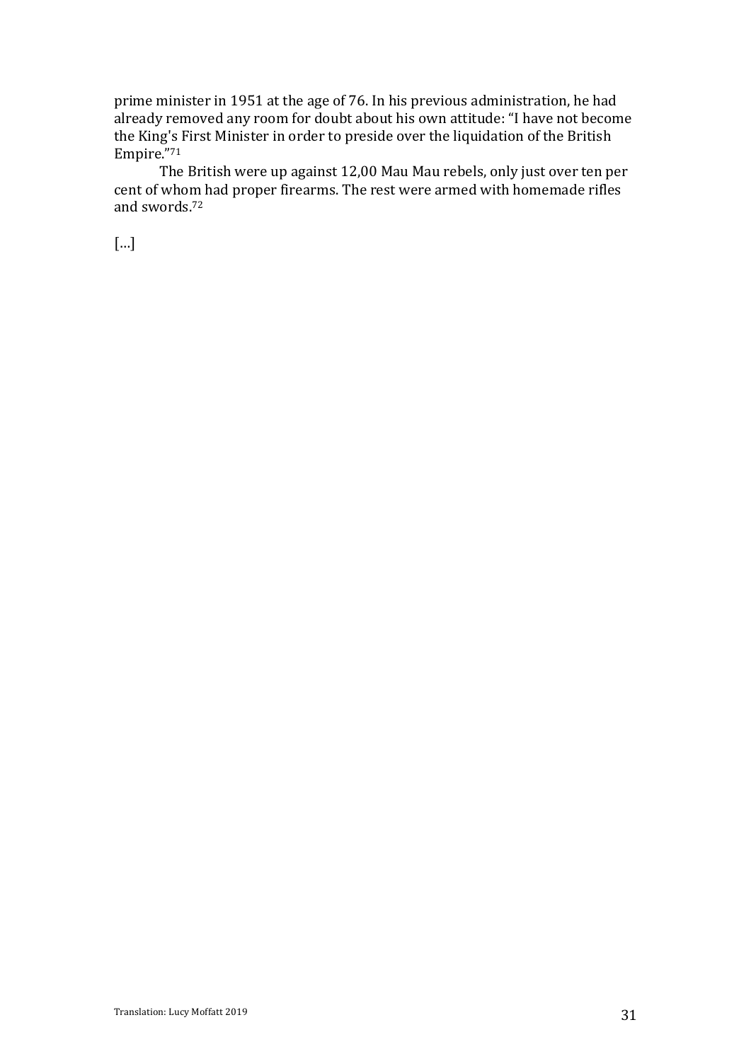prime minister in 1951 at the age of 76. In his previous administration, he had already removed any room for doubt about his own attitude: "I have not become the King's First Minister in order to preside over the liquidation of the British Empire."[71]

The British were up against 12,00 Mau Mau rebels, only just over ten per cent of whom had proper firearms. The rest were armed with homemade rifles and swords.[72]

[...]

Translation: Lucy Moffatt 2019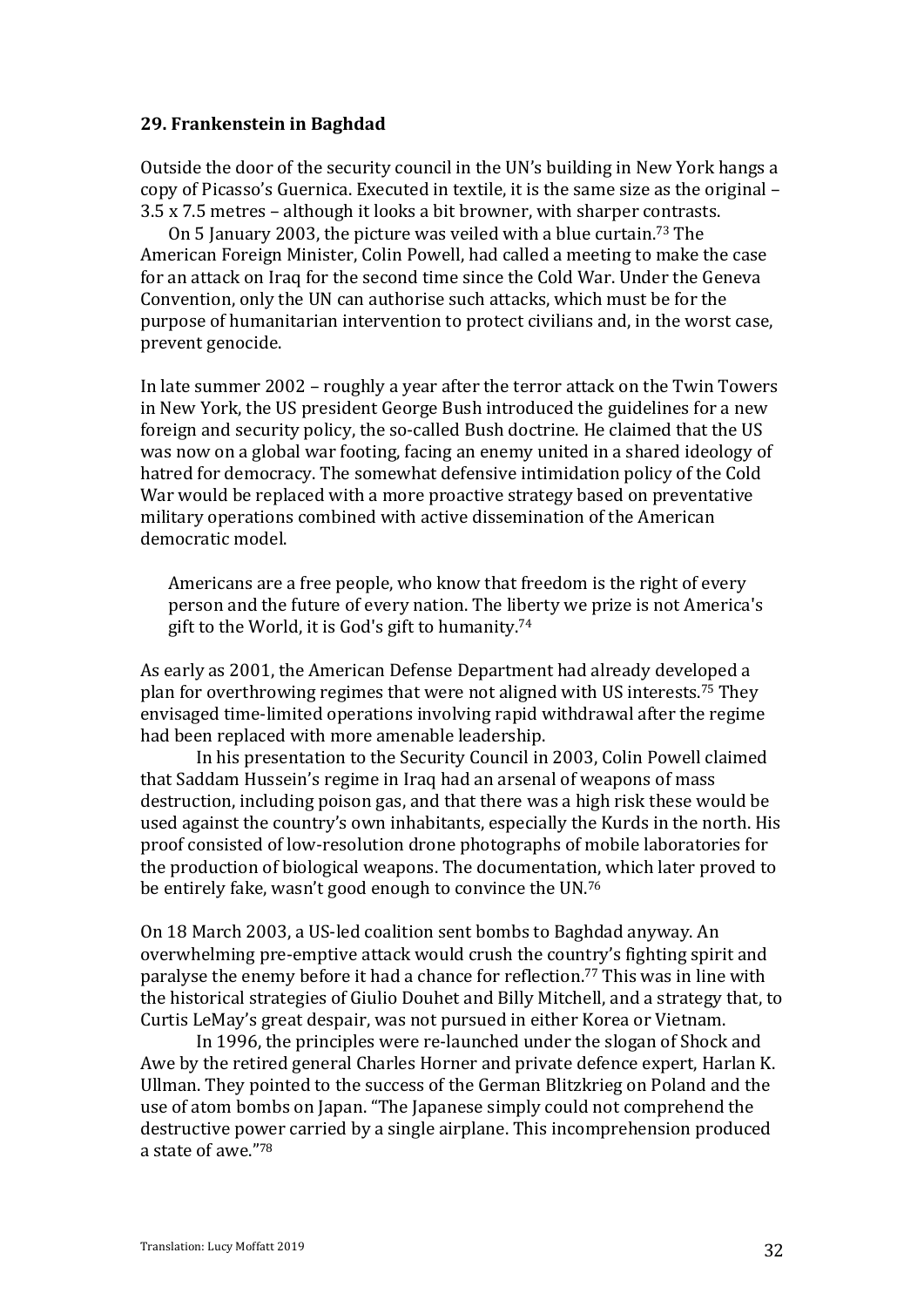### 29. Frankenstein in Baghdad

Outside the door of the security council in the UN's building in New York hangs a copy of Picasso's Guernica. Executed in textile, it is the same size as the original – 3.5 x 7.5 metres – although it looks a bit browner, with sharper contrasts.

On 5 January 2003, the picture was veiled with a blue curtain.[73] The American Foreign Minister, Colin Powell, had called a meeting to make the case for an attack on Iraq for the second time since the Cold War. Under the Geneva Convention, only the UN can authorise such attacks, which must be for the purpose of humanitarian intervention to protect civilians and, in the worst case, prevent genocide.

In late summer 2002 – roughly a year after the terror attack on the Twin Towers in New York, the US president George Bush introduced the guidelines for a new foreign and security policy, the so-called Bush doctrine. He claimed that the US was now on a global war footing, facing an enemy united in a shared ideology of hatred for democracy. The somewhat defensive intimidation policy of the Cold War would be replaced with a more proactive strategy based on preventative military operations combined with active dissemination of the American democratic model.

> Americans are a free people, who know that freedom is the right of every person and the future of every nation. The liberty we prize is not America's gift to the World, it is God's gift to humanity.[74]

As early as 2001, the American Defense Department had already developed a plan for overthrowing regimes that were not aligned with US interests.[75] They envisaged time-limited operations involving rapid withdrawal after the regime had been replaced with more amenable leadership.

In his presentation to the Security Council in 2003, Colin Powell claimed that Saddam Hussein's regime in Iraq had an arsenal of weapons of mass destruction, including poison gas, and that there was a high risk these would be used against the country's own inhabitants, especially the Kurds in the north. His proof consisted of low-resolution drone photographs of mobile laboratories for the production of biological weapons. The documentation, which later proved to be entirely fake, wasn't good enough to convince the UN.[76]

On 18 March 2003, a US-led coalition sent bombs to Baghdad anyway. An overwhelming pre-emptive attack would crush the country's fighting spirit and paralyse the enemy before it had a chance for reflection.[77] This was in line with the historical strategies of Giulio Douhet and Billy Mitchell, and a strategy that, to Curtis LeMay's great despair, was not pursued in either Korea or Vietnam.

In 1996, the principles were re-launched under the slogan of Shock and Awe by the retired general Charles Horner and private defence expert, Harlan K. Ullman. They pointed to the success of the German Blitzkrieg on Poland and the use of atom bombs on Japan. "The Japanese simply could not comprehend the destructive power carried by a single airplane. This incomprehension produced a state of awe."[78]

Translation: Lucy Moffatt 2019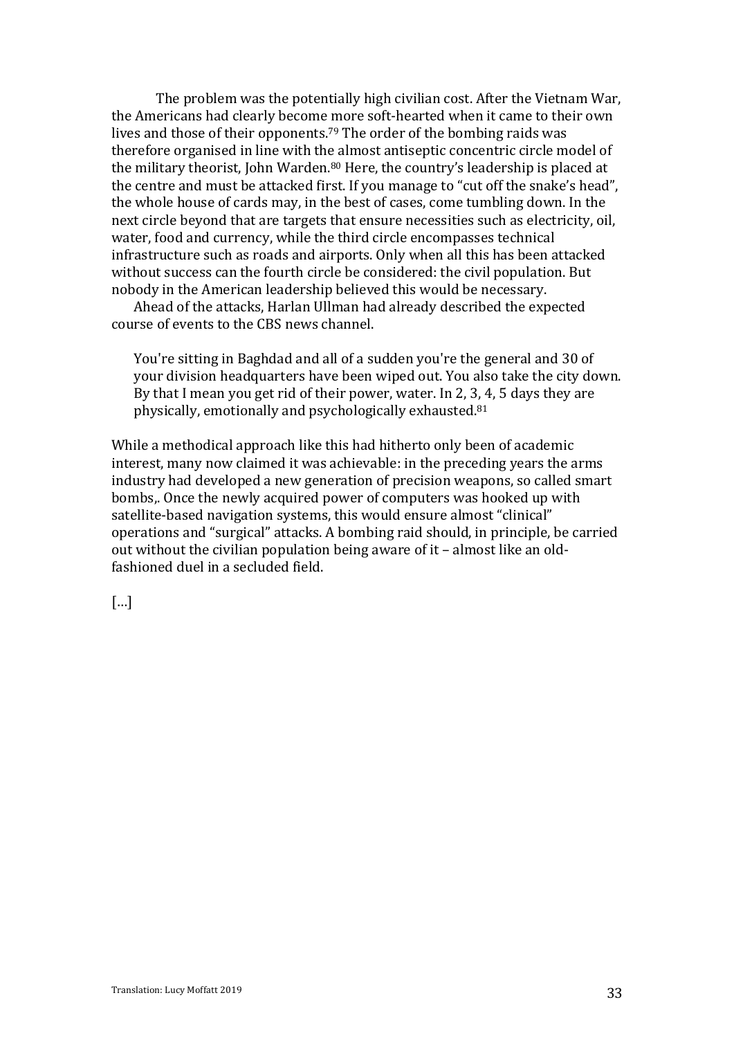The problem was the potentially high civilian cost. After the Vietnam War, the Americans had clearly become more soft-hearted when it came to their own lives and those of their opponents.[79] The order of the bombing raids was therefore organised in line with the almost antiseptic concentric circle model of the military theorist, John Warden.[80] Here, the country's leadership is placed at the centre and must be attacked first. If you manage to "cut off the snake's head", the whole house of cards may, in the best of cases, come tumbling down. In the next circle beyond that are targets that ensure necessities such as electricity, oil, water, food and currency, while the third circle encompasses technical infrastructure such as roads and airports. Only when all this has been attacked without success can the fourth circle be considered: the civil population. But nobody in the American leadership believed this would be necessary.

Ahead of the attacks, Harlan Ullman had already described the expected course of events to the CBS news channel.

> You're sitting in Baghdad and all of a sudden you're the general and 30 of your division headquarters have been wiped out. You also take the city down. By that I mean you get rid of their power, water. In 2, 3, 4, 5 days they are physically, emotionally and psychologically exhausted.[81]

While a methodical approach like this had hitherto only been of academic interest, many now claimed it was achievable: in the preceding years the arms industry had developed a new generation of precision weapons, so called smart bombs,. Once the newly acquired power of computers was hooked up with satellite-based navigation systems, this would ensure almost "clinical" operations and "surgical" attacks. A bombing raid should, in principle, be carried out without the civilian population being aware of it – almost like an old-fashioned duel in a secluded field.

[…]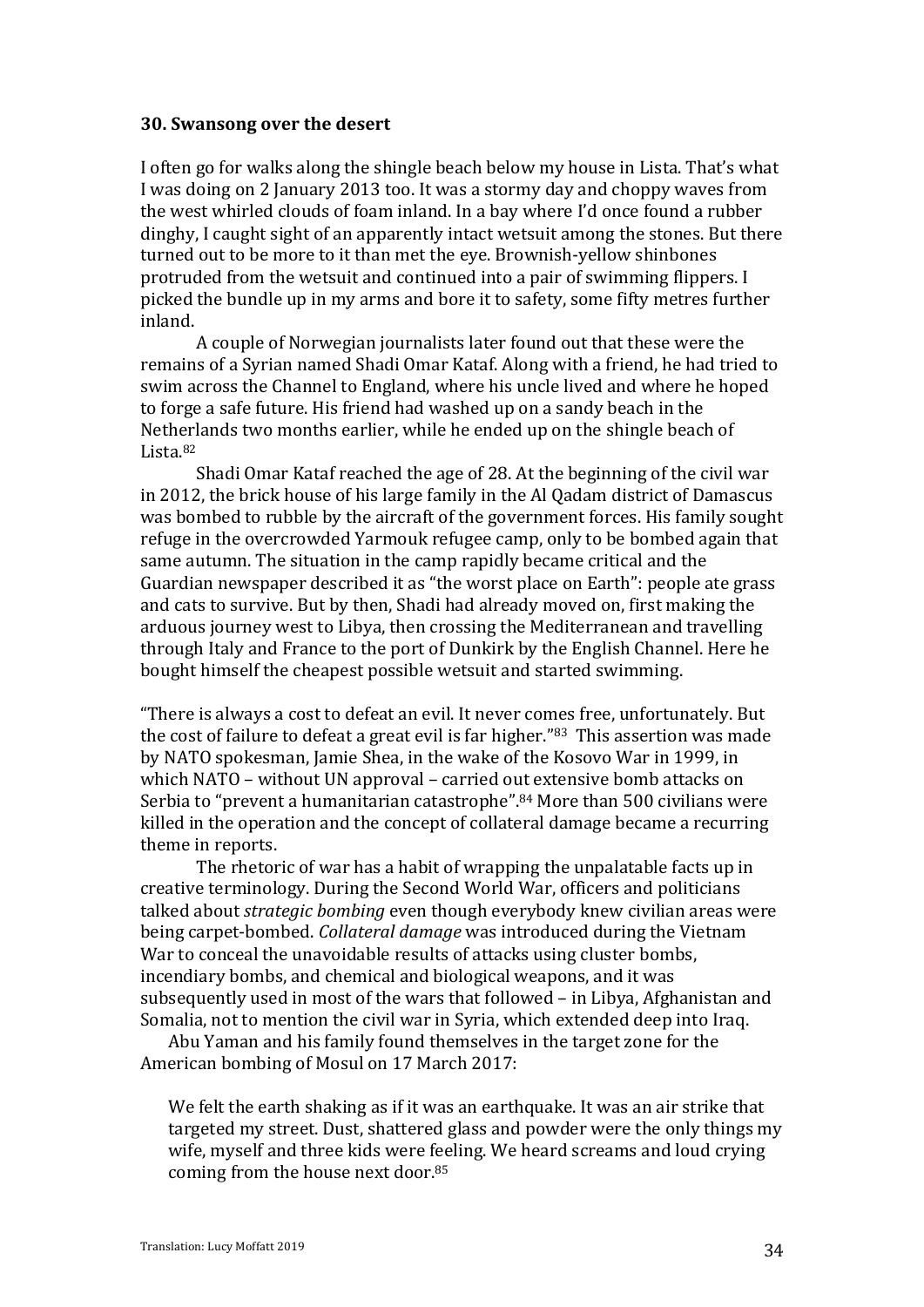### 30. Swansong over the desert

I often go for walks along the shingle beach below my house in Lista. That's what I was doing on 2 January 2013 too. It was a stormy day and choppy waves from the west whirled clouds of foam inland. In a bay where I'd once found a rubber dinghy, I caught sight of an apparently intact wetsuit among the stones. But there turned out to be more to it than met the eye. Brownish-yellow shinbones protruded from the wetsuit and continued into a pair of swimming flippers. I picked the bundle up in my arms and bore it to safety, some fifty metres further inland.

A couple of Norwegian journalists later found out that these were the remains of a Syrian named Shadi Omar Kataf. Along with a friend, he had tried to swim across the Channel to England, where his uncle lived and where he hoped to forge a safe future. His friend had washed up on a sandy beach in the Netherlands two months earlier, while he ended up on the shingle beach of Lista.[82]

Shadi Omar Kataf reached the age of 28. At the beginning of the civil war in 2012, the brick house of his large family in the Al Qadam district of Damascus was bombed to rubble by the aircraft of the government forces. His family sought refuge in the overcrowded Yarmouk refugee camp, only to be bombed again that same autumn. The situation in the camp rapidly became critical and the Guardian newspaper described it as "the worst place on Earth": people ate grass and cats to survive. But by then, Shadi had already moved on, first making the arduous journey west to Libya, then crossing the Mediterranean and travelling through Italy and France to the port of Dunkirk by the English Channel. Here he bought himself the cheapest possible wetsuit and started swimming.

"There is always a cost to defeat an evil. It never comes free, unfortunately. But the cost of failure to defeat a great evil is far higher."[83] This assertion was made by NATO spokesman, Jamie Shea, in the wake of the Kosovo War in 1999, in which NATO – without UN approval – carried out extensive bomb attacks on Serbia to "prevent a humanitarian catastrophe".[84] More than 500 civilians were killed in the operation and the concept of collateral damage became a recurring theme in reports.

The rhetoric of war has a habit of wrapping the unpalatable facts up in creative terminology. During the Second World War, officers and politicians talked about *strategic bombing* even though everybody knew civilian areas were being carpet-bombed. *Collateral damage* was introduced during the Vietnam War to conceal the unavoidable results of attacks using cluster bombs, incendiary bombs, and chemical and biological weapons, and it was subsequently used in most of the wars that followed – in Libya, Afghanistan and Somalia, not to mention the civil war in Syria, which extended deep into Iraq.

Abu Yaman and his family found themselves in the target zone for the American bombing of Mosul on 17 March 2017:

> We felt the earth shaking as if it was an earthquake. It was an air strike that targeted my street. Dust, shattered glass and powder were the only things my wife, myself and three kids were feeling. We heard screams and loud crying coming from the house next door.[85]

Translation: Lucy Moffatt 2019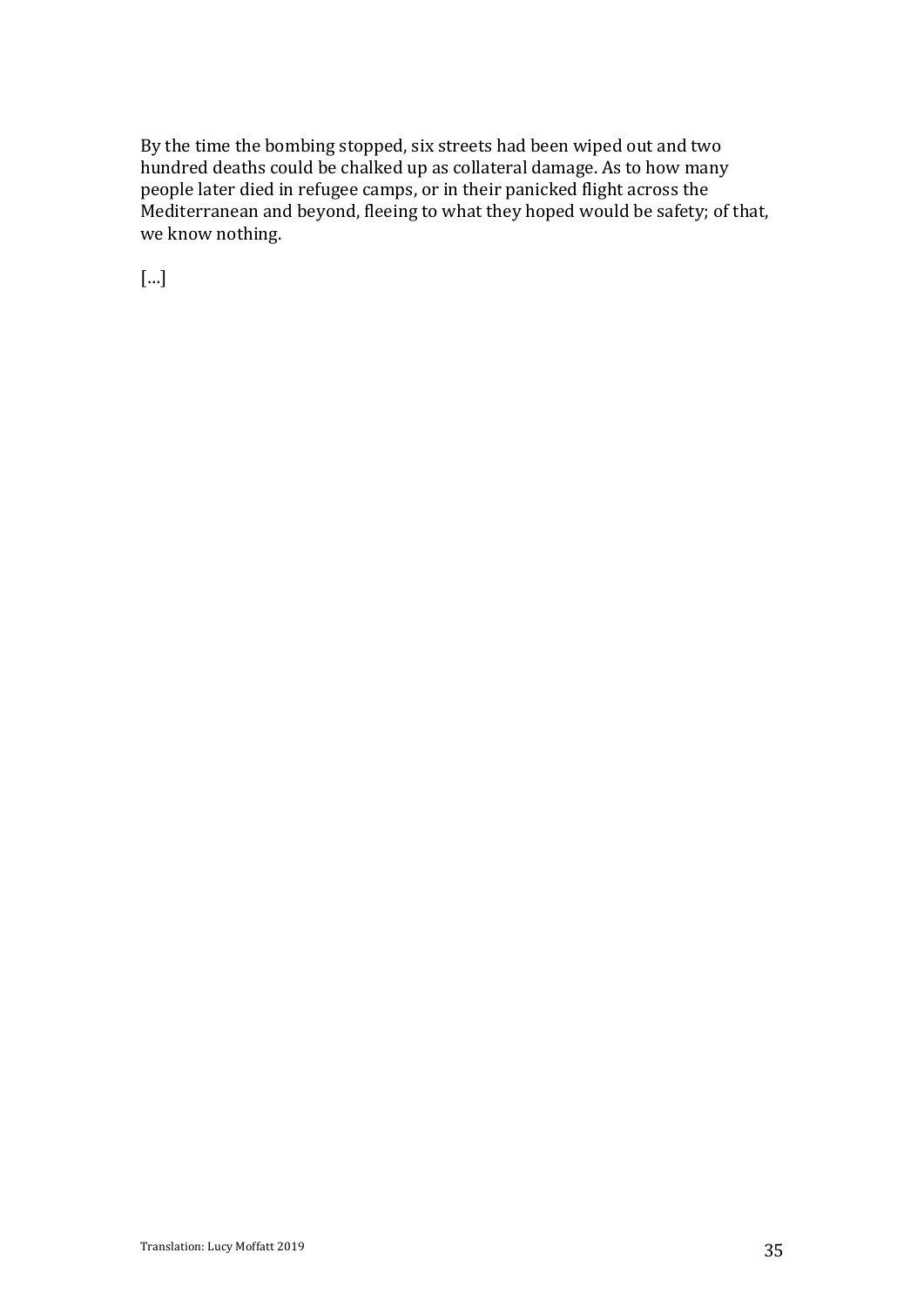By the time the bombing stopped, six streets had been wiped out and two hundred deaths could be chalked up as collateral damage. As to how many people later died in refugee camps, or in their panicked flight across the Mediterranean and beyond, fleeing to what they hoped would be safety; of that, we know nothing.

[…]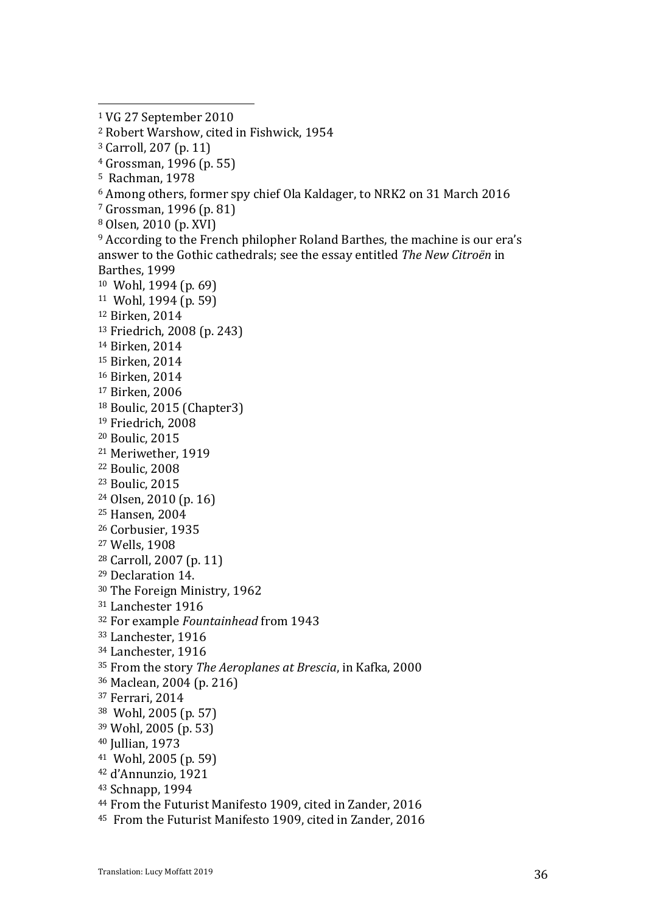[1] VG 27 September 2010

[2] Robert Warshow, cited in Fishwick, 1954

[3] Carroll, 207 (p. 11)

[4] Grossman, 1996 (p. 55)

[5] Rachman, 1978

[6] Among others, former spy chief Ola Kaldager, to NRK2 on 31 March 2016

[7] Grossman, 1996 (p. 81)

[8] Olsen, 2010 (p. XVI)

[9] According to the French philopher Roland Barthes, the machine is our era's answer to the Gothic cathedrals; see the essay entitled *The New Citroën* in Barthes, 1999

[10] Wohl, 1994 (p. 69)

[11] Wohl, 1994 (p. 59)

[12] Birken, 2014

[13] Friedrich, 2008 (p. 243)

[14] Birken, 2014

[15] Birken, 2014

[16] Birken, 2014

[17] Birken, 2006

[18] Boulic, 2015 (Chapter3)

[19] Friedrich, 2008

[20] Boulic, 2015

[21] Meriwether, 1919

[22] Boulic, 2008

[23] Boulic, 2015

[24] Olsen, 2010 (p. 16)

[25] Hansen, 2004

[26] Corbusier, 1935

[27] Wells, 1908

[28] Carroll, 2007 (p. 11)

[29] Declaration 14.

[30] The Foreign Ministry, 1962

[31] Lanchester 1916

[32] For example *Fountainhead* from 1943

[33] Lanchester, 1916

[34] Lanchester, 1916

[35] From the story *The Aeroplanes at Brescia*, in Kafka, 2000

[36] Maclean, 2004 (p. 216)

[37] Ferrari, 2014

[38] Wohl, 2005 (p. 57)

[39] Wohl, 2005 (p. 53)

[40] Jullian, 1973

[41] Wohl, 2005 (p. 59)

[42] d'Annunzio, 1921

[43] Schnapp, 1994

[44] From the Futurist Manifesto 1909, cited in Zander, 2016

[45] From the Futurist Manifesto 1909, cited in Zander, 2016

Translation: Lucy Moffatt 2019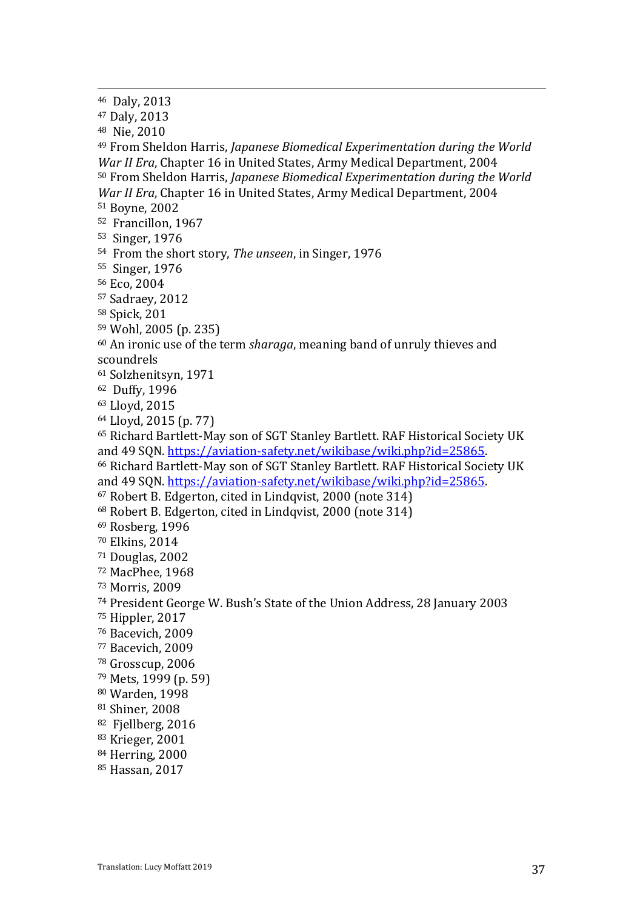[46] Daly, 2013

[47] Daly, 2013

[48] Nie, 2010

[49] From Sheldon Harris, *Japanese Biomedical Experimentation during the World War II Era*, Chapter 16 in United States, Army Medical Department, 2004

[50] From Sheldon Harris, *Japanese Biomedical Experimentation during the World War II Era*, Chapter 16 in United States, Army Medical Department, 2004

[51] Boyne, 2002

[52] Francillon, 1967

[53] Singer, 1976

[54] From the short story, *The unseen*, in Singer, 1976

[55] Singer, 1976

[56] Eco, 2004

[57] Sadraey, 2012

[58] Spick, 201

[59] Wohl, 2005 (p. 235)

[60] An ironic use of the term *sharaga*, meaning band of unruly thieves and scoundrels

[61] Solzhenitsyn, 1971

[62] Duffy, 1996

[63] Lloyd, 2015

[64] Lloyd, 2015 (p. 77)

[65] Richard Bartlett-May son of SGT Stanley Bartlett. RAF Historical Society UK and 49 SQN. https://aviation-safety.net/wikibase/wiki.php?id=25865.

[66] Richard Bartlett-May son of SGT Stanley Bartlett. RAF Historical Society UK and 49 SQN. https://aviation-safety.net/wikibase/wiki.php?id=25865.

[67] Robert B. Edgerton, cited in Lindqvist, 2000 (note 314)

[68] Robert B. Edgerton, cited in Lindqvist, 2000 (note 314)

[69] Rosberg, 1996

[70] Elkins, 2014

[71] Douglas, 2002

[72] MacPhee, 1968

[73] Morris, 2009

[74] President George W. Bush's State of the Union Address, 28 January 2003

[75] Hippler, 2017

[76] Bacevich, 2009

[77] Bacevich, 2009

[78] Grosscup, 2006

[79] Mets, 1999 (p. 59)

[80] Warden, 1998

[81] Shiner, 2008

[82] Fjellberg, 2016

[83] Krieger, 2001

[84] Herring, 2000

[85] Hassan, 2017

Translation: Lucy Moffatt 2019